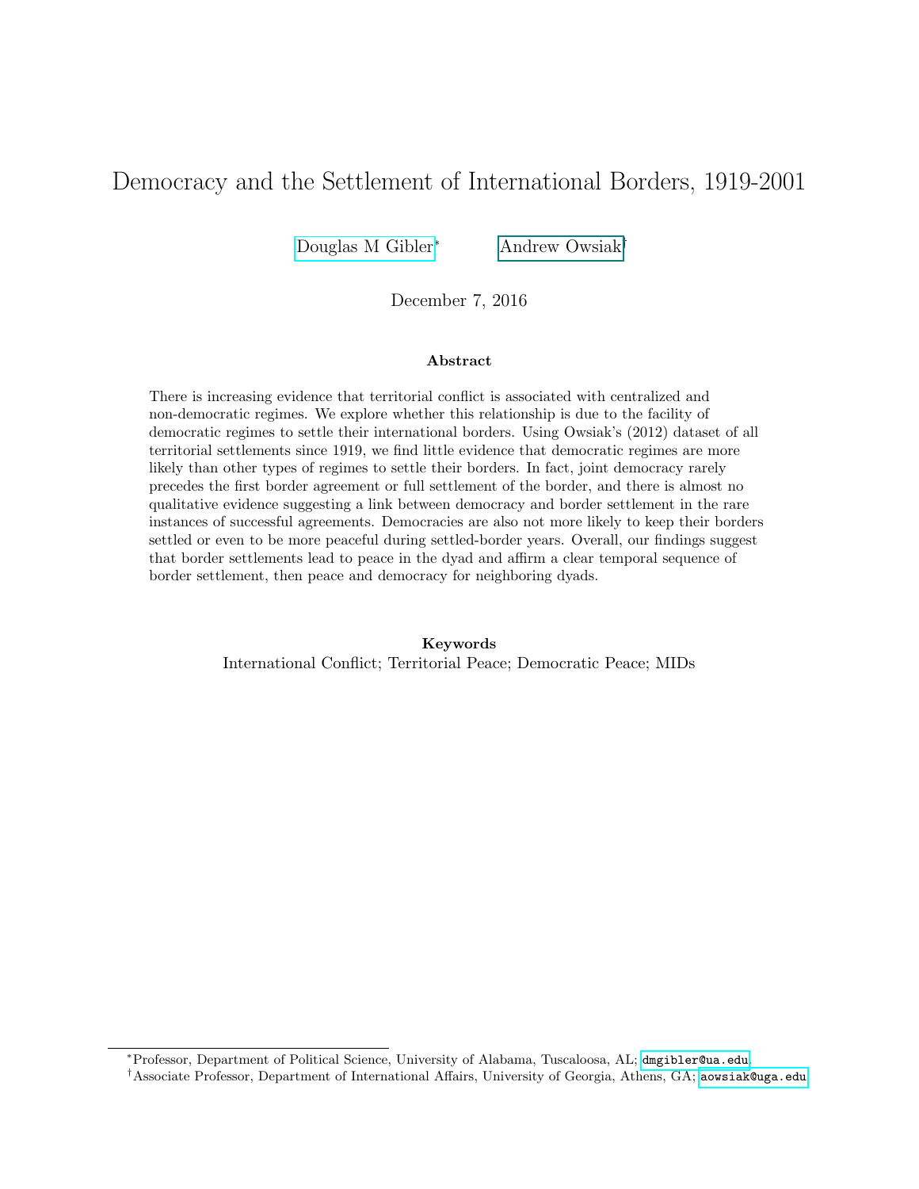# Democracy and the Settlement of International Borders, 1919-2001

Douglas M Gibler* Andrew Owsiak†

December 7, 2016

### Abstract

There is increasing evidence that territorial conflict is associated with centralized and non-democratic regimes. We explore whether this relationship is due to the facility of democratic regimes to settle their international borders. Using Owsiak's (2012) dataset of all territorial settlements since 1919, we find little evidence that democratic regimes are more likely than other types of regimes to settle their borders. In fact, joint democracy rarely precedes the first border agreement or full settlement of the border, and there is almost no qualitative evidence suggesting a link between democracy and border settlement in the rare instances of successful agreements. Democracies are also not more likely to keep their borders settled or even to be more peaceful during settled-border years. Overall, our findings suggest that border settlements lead to peace in the dyad and affirm a clear temporal sequence of border settlement, then peace and democracy for neighboring dyads.

**Keywords**

International Conflict; Territorial Peace; Democratic Peace; MIDs

*Professor, Department of Political Science, University of Alabama, Tuscaloosa, AL; dmgibler@ua.edu

†Associate Professor, Department of International Affairs, University of Georgia, Athens, GA; aowsiak@uga.edu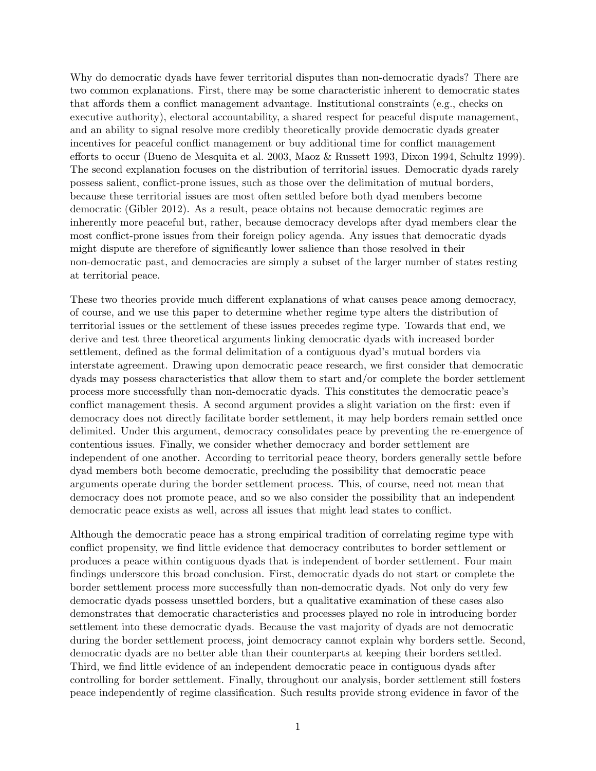Why do democratic dyads have fewer territorial disputes than non-democratic dyads? There are two common explanations. First, there may be some characteristic inherent to democratic states that affords them a conflict management advantage. Institutional constraints (e.g., checks on executive authority), electoral accountability, a shared respect for peaceful dispute management, and an ability to signal resolve more credibly theoretically provide democratic dyads greater incentives for peaceful conflict management or buy additional time for conflict management efforts to occur (Bueno de Mesquita et al. 2003, Maoz & Russett 1993, Dixon 1994, Schultz 1999). The second explanation focuses on the distribution of territorial issues. Democratic dyads rarely possess salient, conflict-prone issues, such as those over the delimitation of mutual borders, because these territorial issues are most often settled before both dyad members become democratic (Gibler 2012). As a result, peace obtains not because democratic regimes are inherently more peaceful but, rather, because democracy develops after dyad members clear the most conflict-prone issues from their foreign policy agenda. Any issues that democratic dyads might dispute are therefore of significantly lower salience than those resolved in their non-democratic past, and democracies are simply a subset of the larger number of states resting at territorial peace.

These two theories provide much different explanations of what causes peace among democracy, of course, and we use this paper to determine whether regime type alters the distribution of territorial issues or the settlement of these issues precedes regime type. Towards that end, we derive and test three theoretical arguments linking democratic dyads with increased border settlement, defined as the formal delimitation of a contiguous dyad's mutual borders via interstate agreement. Drawing upon democratic peace research, we first consider that democratic dyads may possess characteristics that allow them to start and/or complete the border settlement process more successfully than non-democratic dyads. This constitutes the democratic peace's conflict management thesis. A second argument provides a slight variation on the first: even if democracy does not directly facilitate border settlement, it may help borders remain settled once delimited. Under this argument, democracy consolidates peace by preventing the re-emergence of contentious issues. Finally, we consider whether democracy and border settlement are independent of one another. According to territorial peace theory, borders generally settle before dyad members both become democratic, precluding the possibility that democratic peace arguments operate during the border settlement process. This, of course, need not mean that democracy does not promote peace, and so we also consider the possibility that an independent democratic peace exists as well, across all issues that might lead states to conflict.

Although the democratic peace has a strong empirical tradition of correlating regime type with conflict propensity, we find little evidence that democracy contributes to border settlement or produces a peace within contiguous dyads that is independent of border settlement. Four main findings underscore this broad conclusion. First, democratic dyads do not start or complete the border settlement process more successfully than non-democratic dyads. Not only do very few democratic dyads possess unsettled borders, but a qualitative examination of these cases also demonstrates that democratic characteristics and processes played no role in introducing border settlement into these democratic dyads. Because the vast majority of dyads are not democratic during the border settlement process, joint democracy cannot explain why borders settle. Second, democratic dyads are no better able than their counterparts at keeping their borders settled. Third, we find little evidence of an independent democratic peace in contiguous dyads after controlling for border settlement. Finally, throughout our analysis, border settlement still fosters peace independently of regime classification. Such results provide strong evidence in favor of the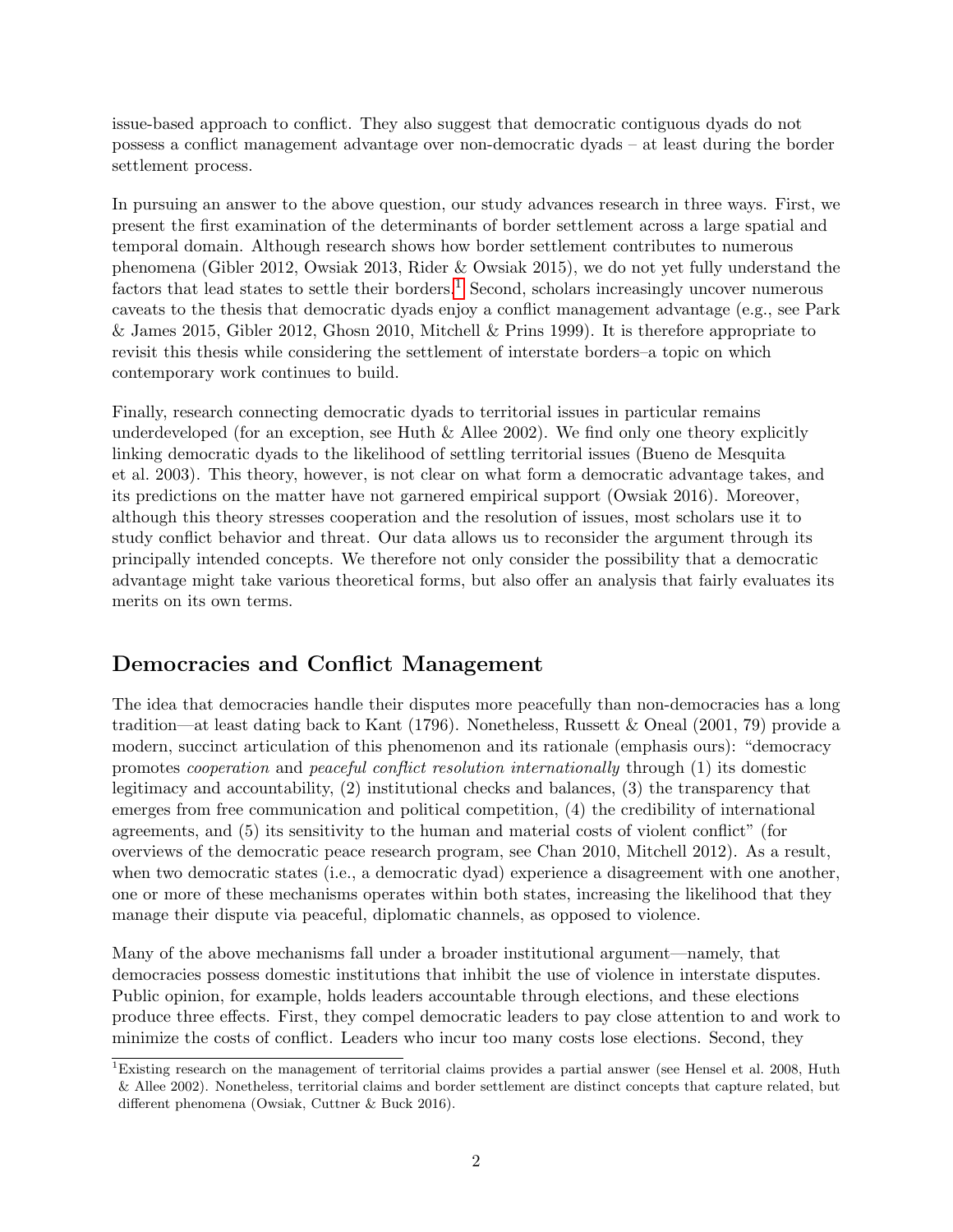issue-based approach to conflict. They also suggest that democratic contiguous dyads do not possess a conflict management advantage over non-democratic dyads – at least during the border settlement process.

In pursuing an answer to the above question, our study advances research in three ways. First, we present the first examination of the determinants of border settlement across a large spatial and temporal domain. Although research shows how border settlement contributes to numerous phenomena (Gibler 2012, Owsiak 2013, Rider & Owsiak 2015), we do not yet fully understand the factors that lead states to settle their borders.[1] Second, scholars increasingly uncover numerous caveats to the thesis that democratic dyads enjoy a conflict management advantage (e.g., see Park & James 2015, Gibler 2012, Ghosn 2010, Mitchell & Prins 1999). It is therefore appropriate to revisit this thesis while considering the settlement of interstate borders–a topic on which contemporary work continues to build.

Finally, research connecting democratic dyads to territorial issues in particular remains underdeveloped (for an exception, see Huth & Allee 2002). We find only one theory explicitly linking democratic dyads to the likelihood of settling territorial issues (Bueno de Mesquita et al. 2003). This theory, however, is not clear on what form a democratic advantage takes, and its predictions on the matter have not garnered empirical support (Owsiak 2016). Moreover, although this theory stresses cooperation and the resolution of issues, most scholars use it to study conflict behavior and threat. Our data allows us to reconsider the argument through its principally intended concepts. We therefore not only consider the possibility that a democratic advantage might take various theoretical forms, but also offer an analysis that fairly evaluates its merits on its own terms.

## Democracies and Conflict Management

The idea that democracies handle their disputes more peacefully than non-democracies has a long tradition—at least dating back to Kant (1796). Nonetheless, Russett & Oneal (2001, 79) provide a modern, succinct articulation of this phenomenon and its rationale (emphasis ours): "democracy promotes *cooperation* and *peaceful conflict resolution internationally* through (1) its domestic legitimacy and accountability, (2) institutional checks and balances, (3) the transparency that emerges from free communication and political competition, (4) the credibility of international agreements, and (5) its sensitivity to the human and material costs of violent conflict" (for overviews of the democratic peace research program, see Chan 2010, Mitchell 2012). As a result, when two democratic states (i.e., a democratic dyad) experience a disagreement with one another, one or more of these mechanisms operates within both states, increasing the likelihood that they manage their dispute via peaceful, diplomatic channels, as opposed to violence.

Many of the above mechanisms fall under a broader institutional argument—namely, that democracies possess domestic institutions that inhibit the use of violence in interstate disputes. Public opinion, for example, holds leaders accountable through elections, and these elections produce three effects. First, they compel democratic leaders to pay close attention to and work to minimize the costs of conflict. Leaders who incur too many costs lose elections. Second, they

[1] Existing research on the management of territorial claims provides a partial answer (see Hensel et al. 2008, Huth & Allee 2002). Nonetheless, territorial claims and border settlement are distinct concepts that capture related, but different phenomena (Owsiak, Cuttner & Buck 2016).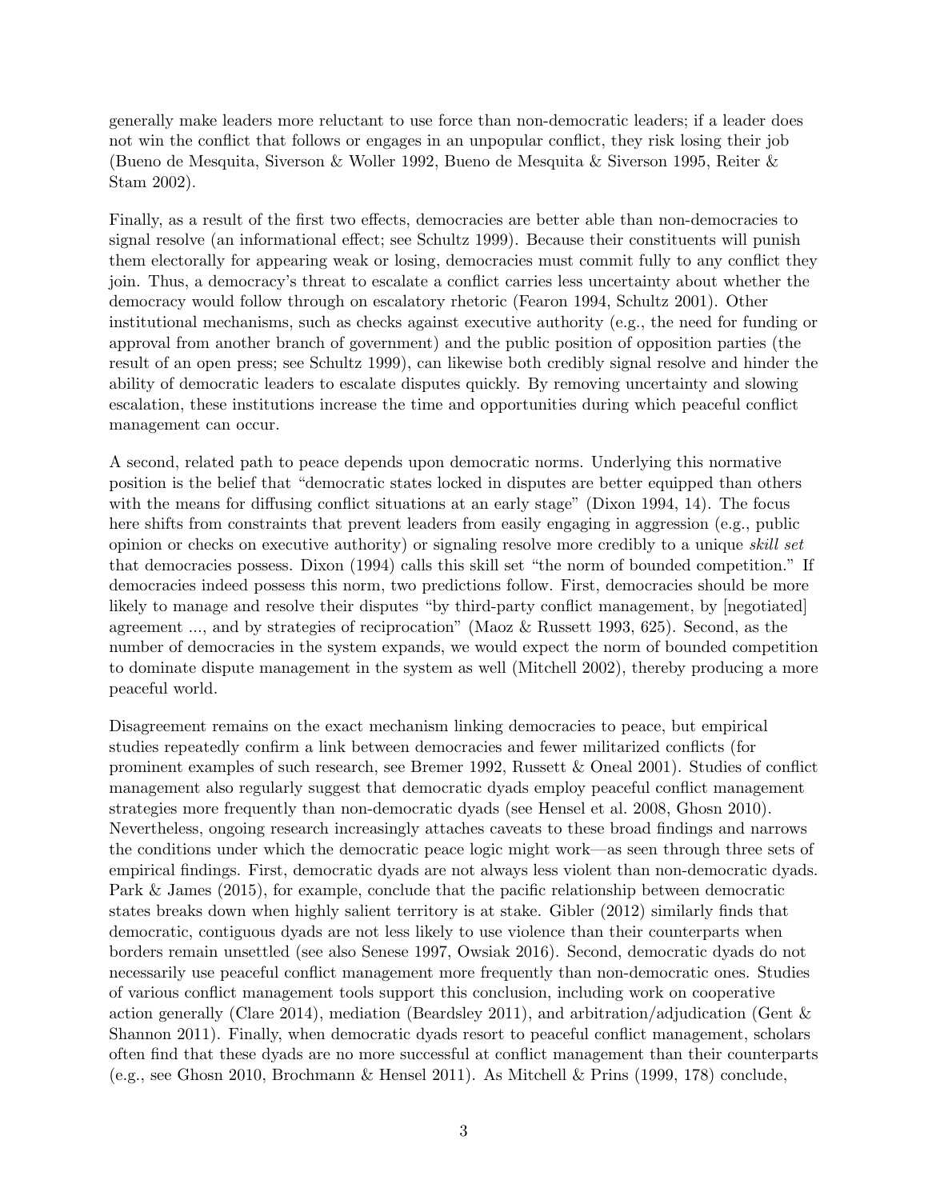generally make leaders more reluctant to use force than non-democratic leaders; if a leader does not win the conflict that follows or engages in an unpopular conflict, they risk losing their job (Bueno de Mesquita, Siverson & Woller 1992, Bueno de Mesquita & Siverson 1995, Reiter & Stam 2002).

Finally, as a result of the first two effects, democracies are better able than non-democracies to signal resolve (an informational effect; see Schultz 1999). Because their constituents will punish them electorally for appearing weak or losing, democracies must commit fully to any conflict they join. Thus, a democracy's threat to escalate a conflict carries less uncertainty about whether the democracy would follow through on escalatory rhetoric (Fearon 1994, Schultz 2001). Other institutional mechanisms, such as checks against executive authority (e.g., the need for funding or approval from another branch of government) and the public position of opposition parties (the result of an open press; see Schultz 1999), can likewise both credibly signal resolve and hinder the ability of democratic leaders to escalate disputes quickly. By removing uncertainty and slowing escalation, these institutions increase the time and opportunities during which peaceful conflict management can occur.

A second, related path to peace depends upon democratic norms. Underlying this normative position is the belief that "democratic states locked in disputes are better equipped than others with the means for diffusing conflict situations at an early stage" (Dixon 1994, 14). The focus here shifts from constraints that prevent leaders from easily engaging in aggression (e.g., public opinion or checks on executive authority) or signaling resolve more credibly to a unique *skill set* that democracies possess. Dixon (1994) calls this skill set "the norm of bounded competition." If democracies indeed possess this norm, two predictions follow. First, democracies should be more likely to manage and resolve their disputes "by third-party conflict management, by [negotiated] agreement ..., and by strategies of reciprocation" (Maoz & Russett 1993, 625). Second, as the number of democracies in the system expands, we would expect the norm of bounded competition to dominate dispute management in the system as well (Mitchell 2002), thereby producing a more peaceful world.

Disagreement remains on the exact mechanism linking democracies to peace, but empirical studies repeatedly confirm a link between democracies and fewer militarized conflicts (for prominent examples of such research, see Bremer 1992, Russett & Oneal 2001). Studies of conflict management also regularly suggest that democratic dyads employ peaceful conflict management strategies more frequently than non-democratic dyads (see Hensel et al. 2008, Ghosn 2010). Nevertheless, ongoing research increasingly attaches caveats to these broad findings and narrows the conditions under which the democratic peace logic might work—as seen through three sets of empirical findings. First, democratic dyads are not always less violent than non-democratic dyads. Park & James (2015), for example, conclude that the pacific relationship between democratic states breaks down when highly salient territory is at stake. Gibler (2012) similarly finds that democratic, contiguous dyads are not less likely to use violence than their counterparts when borders remain unsettled (see also Senese 1997, Owsiak 2016). Second, democratic dyads do not necessarily use peaceful conflict management more frequently than non-democratic ones. Studies of various conflict management tools support this conclusion, including work on cooperative action generally (Clare 2014), mediation (Beardsley 2011), and arbitration/adjudication (Gent & Shannon 2011). Finally, when democratic dyads resort to peaceful conflict management, scholars often find that these dyads are no more successful at conflict management than their counterparts (e.g., see Ghosn 2010, Brochmann & Hensel 2011). As Mitchell & Prins (1999, 178) conclude,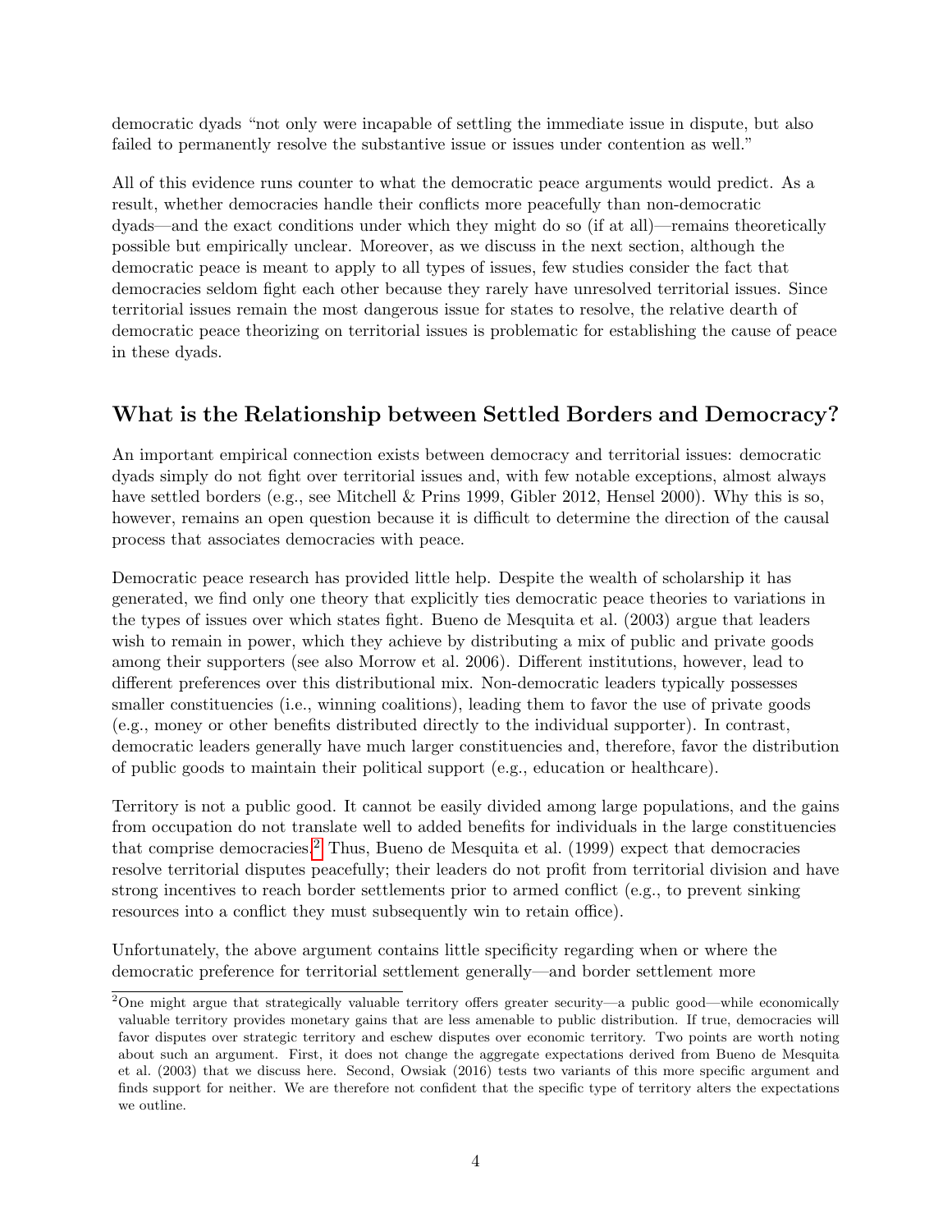democratic dyads "not only were incapable of settling the immediate issue in dispute, but also failed to permanently resolve the substantive issue or issues under contention as well."

All of this evidence runs counter to what the democratic peace arguments would predict. As a result, whether democracies handle their conflicts more peacefully than non-democratic dyads—and the exact conditions under which they might do so (if at all)—remains theoretically possible but empirically unclear. Moreover, as we discuss in the next section, although the democratic peace is meant to apply to all types of issues, few studies consider the fact that democracies seldom fight each other because they rarely have unresolved territorial issues. Since territorial issues remain the most dangerous issue for states to resolve, the relative dearth of democratic peace theorizing on territorial issues is problematic for establishing the cause of peace in these dyads.

## What is the Relationship between Settled Borders and Democracy?

An important empirical connection exists between democracy and territorial issues: democratic dyads simply do not fight over territorial issues and, with few notable exceptions, almost always have settled borders (e.g., see Mitchell & Prins 1999, Gibler 2012, Hensel 2000). Why this is so, however, remains an open question because it is difficult to determine the direction of the causal process that associates democracies with peace.

Democratic peace research has provided little help. Despite the wealth of scholarship it has generated, we find only one theory that explicitly ties democratic peace theories to variations in the types of issues over which states fight. Bueno de Mesquita et al. (2003) argue that leaders wish to remain in power, which they achieve by distributing a mix of public and private goods among their supporters (see also Morrow et al. 2006). Different institutions, however, lead to different preferences over this distributional mix. Non-democratic leaders typically possesses smaller constituencies (i.e., winning coalitions), leading them to favor the use of private goods (e.g., money or other benefits distributed directly to the individual supporter). In contrast, democratic leaders generally have much larger constituencies and, therefore, favor the distribution of public goods to maintain their political support (e.g., education or healthcare).

Territory is not a public good. It cannot be easily divided among large populations, and the gains from occupation do not translate well to added benefits for individuals in the large constituencies that comprise democracies.[2] Thus, Bueno de Mesquita et al. (1999) expect that democracies resolve territorial disputes peacefully; their leaders do not profit from territorial division and have strong incentives to reach border settlements prior to armed conflict (e.g., to prevent sinking resources into a conflict they must subsequently win to retain office).

Unfortunately, the above argument contains little specificity regarding when or where the democratic preference for territorial settlement generally—and border settlement more

[2]One might argue that strategically valuable territory offers greater security—a public good—while economically valuable territory provides monetary gains that are less amenable to public distribution. If true, democracies will favor disputes over strategic territory and eschew disputes over economic territory. Two points are worth noting about such an argument. First, it does not change the aggregate expectations derived from Bueno de Mesquita et al. (2003) that we discuss here. Second, Owsiak (2016) tests two variants of this more specific argument and finds support for neither. We are therefore not confident that the specific type of territory alters the expectations we outline.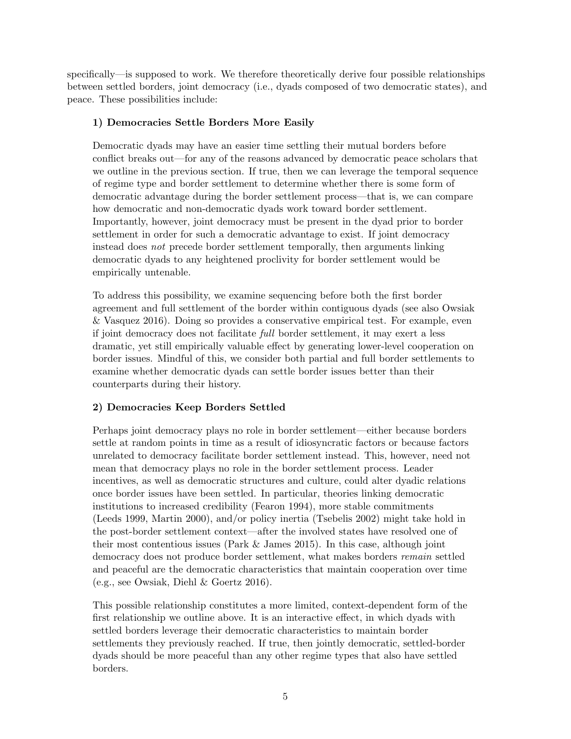specifically—is supposed to work. We therefore theoretically derive four possible relationships between settled borders, joint democracy (i.e., dyads composed of two democratic states), and peace. These possibilities include:

**1) Democracies Settle Borders More Easily**

Democratic dyads may have an easier time settling their mutual borders before conflict breaks out—for any of the reasons advanced by democratic peace scholars that we outline in the previous section. If true, then we can leverage the temporal sequence of regime type and border settlement to determine whether there is some form of democratic advantage during the border settlement process—that is, we can compare how democratic and non-democratic dyads work toward border settlement. Importantly, however, joint democracy must be present in the dyad prior to border settlement in order for such a democratic advantage to exist. If joint democracy instead does *not* precede border settlement temporally, then arguments linking democratic dyads to any heightened proclivity for border settlement would be empirically untenable.

To address this possibility, we examine sequencing before both the first border agreement and full settlement of the border within contiguous dyads (see also Owsiak & Vasquez 2016). Doing so provides a conservative empirical test. For example, even if joint democracy does not facilitate *full* border settlement, it may exert a less dramatic, yet still empirically valuable effect by generating lower-level cooperation on border issues. Mindful of this, we consider both partial and full border settlements to examine whether democratic dyads can settle border issues better than their counterparts during their history.

**2) Democracies Keep Borders Settled**

Perhaps joint democracy plays no role in border settlement—either because borders settle at random points in time as a result of idiosyncratic factors or because factors unrelated to democracy facilitate border settlement instead. This, however, need not mean that democracy plays no role in the border settlement process. Leader incentives, as well as democratic structures and culture, could alter dyadic relations once border issues have been settled. In particular, theories linking democratic institutions to increased credibility (Fearon 1994), more stable commitments (Leeds 1999, Martin 2000), and/or policy inertia (Tsebelis 2002) might take hold in the post-border settlement context—after the involved states have resolved one of their most contentious issues (Park & James 2015). In this case, although joint democracy does not produce border settlement, what makes borders *remain* settled and peaceful are the democratic characteristics that maintain cooperation over time (e.g., see Owsiak, Diehl & Goertz 2016).

This possible relationship constitutes a more limited, context-dependent form of the first relationship we outline above. It is an interactive effect, in which dyads with settled borders leverage their democratic characteristics to maintain border settlements they previously reached. If true, then jointly democratic, settled-border dyads should be more peaceful than any other regime types that also have settled borders.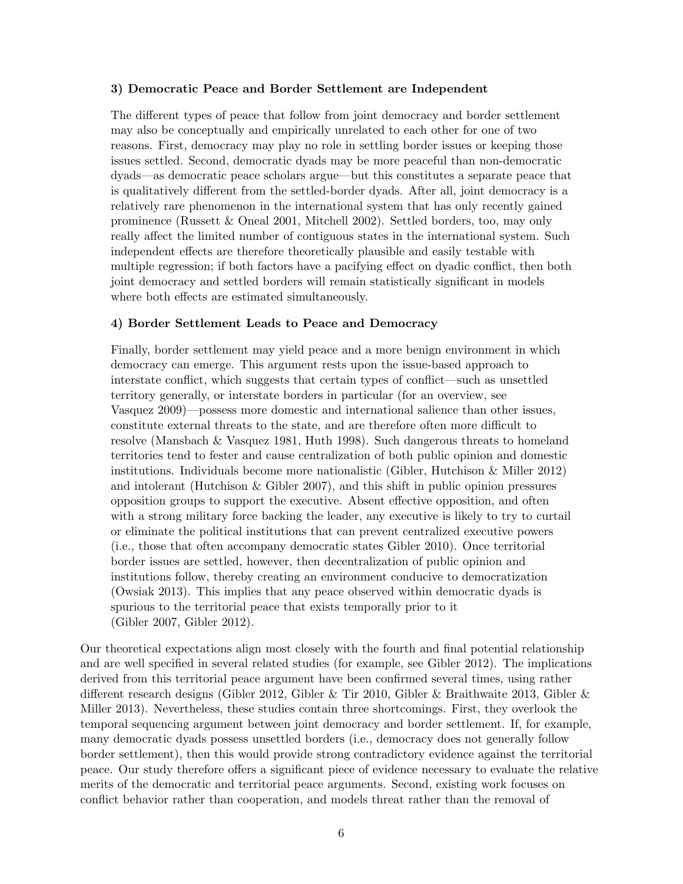**3) Democratic Peace and Border Settlement are Independent**

The different types of peace that follow from joint democracy and border settlement may also be conceptually and empirically unrelated to each other for one of two reasons. First, democracy may play no role in settling border issues or keeping those issues settled. Second, democratic dyads may be more peaceful than non-democratic dyads—as democratic peace scholars argue—but this constitutes a separate peace that is qualitatively different from the settled-border dyads. After all, joint democracy is a relatively rare phenomenon in the international system that has only recently gained prominence (Russett & Oneal 2001, Mitchell 2002). Settled borders, too, may only really affect the limited number of contiguous states in the international system. Such independent effects are therefore theoretically plausible and easily testable with multiple regression; if both factors have a pacifying effect on dyadic conflict, then both joint democracy and settled borders will remain statistically significant in models where both effects are estimated simultaneously.

**4) Border Settlement Leads to Peace and Democracy**

Finally, border settlement may yield peace and a more benign environment in which democracy can emerge. This argument rests upon the issue-based approach to interstate conflict, which suggests that certain types of conflict—such as unsettled territory generally, or interstate borders in particular (for an overview, see Vasquez 2009)—possess more domestic and international salience than other issues, constitute external threats to the state, and are therefore often more difficult to resolve (Mansbach & Vasquez 1981, Huth 1998). Such dangerous threats to homeland territories tend to fester and cause centralization of both public opinion and domestic institutions. Individuals become more nationalistic (Gibler, Hutchison & Miller 2012) and intolerant (Hutchison & Gibler 2007), and this shift in public opinion pressures opposition groups to support the executive. Absent effective opposition, and often with a strong military force backing the leader, any executive is likely to try to curtail or eliminate the political institutions that can prevent centralized executive powers (i.e., those that often accompany democratic states Gibler 2010). Once territorial border issues are settled, however, then decentralization of public opinion and institutions follow, thereby creating an environment conducive to democratization (Owsiak 2013). This implies that any peace observed within democratic dyads is spurious to the territorial peace that exists temporally prior to it (Gibler 2007, Gibler 2012).

Our theoretical expectations align most closely with the fourth and final potential relationship and are well specified in several related studies (for example, see Gibler 2012). The implications derived from this territorial peace argument have been confirmed several times, using rather different research designs (Gibler 2012, Gibler & Tir 2010, Gibler & Braithwaite 2013, Gibler & Miller 2013). Nevertheless, these studies contain three shortcomings. First, they overlook the temporal sequencing argument between joint democracy and border settlement. If, for example, many democratic dyads possess unsettled borders (i.e., democracy does not generally follow border settlement), then this would provide strong contradictory evidence against the territorial peace. Our study therefore offers a significant piece of evidence necessary to evaluate the relative merits of the democratic and territorial peace arguments. Second, existing work focuses on conflict behavior rather than cooperation, and models threat rather than the removal of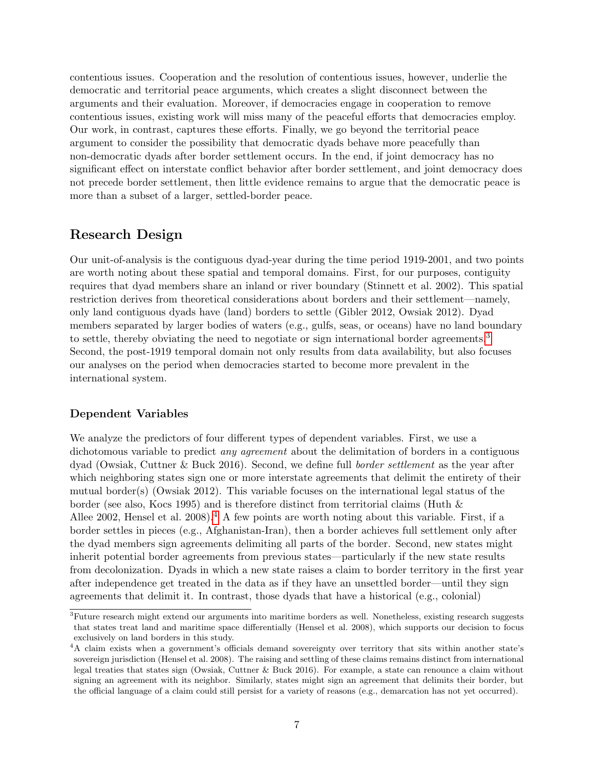contentious issues. Cooperation and the resolution of contentious issues, however, underlie the democratic and territorial peace arguments, which creates a slight disconnect between the arguments and their evaluation. Moreover, if democracies engage in cooperation to remove contentious issues, existing work will miss many of the peaceful efforts that democracies employ. Our work, in contrast, captures these efforts. Finally, we go beyond the territorial peace argument to consider the possibility that democratic dyads behave more peacefully than non-democratic dyads after border settlement occurs. In the end, if joint democracy has no significant effect on interstate conflict behavior after border settlement, and joint democracy does not precede border settlement, then little evidence remains to argue that the democratic peace is more than a subset of a larger, settled-border peace.

## Research Design

Our unit-of-analysis is the contiguous dyad-year during the time period 1919-2001, and two points are worth noting about these spatial and temporal domains. First, for our purposes, contiguity requires that dyad members share an inland or river boundary (Stinnett et al. 2002). This spatial restriction derives from theoretical considerations about borders and their settlement—namely, only land contiguous dyads have (land) borders to settle (Gibler 2012, Owsiak 2012). Dyad members separated by larger bodies of waters (e.g., gulfs, seas, or oceans) have no land boundary to settle, thereby obviating the need to negotiate or sign international border agreements.[3] Second, the post-1919 temporal domain not only results from data availability, but also focuses our analyses on the period when democracies started to become more prevalent in the international system.

### Dependent Variables

We analyze the predictors of four different types of dependent variables. First, we use a dichotomous variable to predict *any agreement* about the delimitation of borders in a contiguous dyad (Owsiak, Cuttner & Buck 2016). Second, we define full *border settlement* as the year after which neighboring states sign one or more interstate agreements that delimit the entirety of their mutual border(s) (Owsiak 2012). This variable focuses on the international legal status of the border (see also, Kocs 1995) and is therefore distinct from territorial claims (Huth & Allee 2002, Hensel et al. 2008).[4] A few points are worth noting about this variable. First, if a border settles in pieces (e.g., Afghanistan-Iran), then a border achieves full settlement only after the dyad members sign agreements delimiting all parts of the border. Second, new states might inherit potential border agreements from previous states—particularly if the new state results from decolonization. Dyads in which a new state raises a claim to border territory in the first year after independence get treated in the data as if they have an unsettled border—until they sign agreements that delimit it. In contrast, those dyads that have a historical (e.g., colonial)

[3] Future research might extend our arguments into maritime borders as well. Nonetheless, existing research suggests that states treat land and maritime space differentially (Hensel et al. 2008), which supports our decision to focus exclusively on land borders in this study.

[4] A claim exists when a government's officials demand sovereignty over territory that sits within another state's sovereign jurisdiction (Hensel et al. 2008). The raising and settling of these claims remains distinct from international legal treaties that states sign (Owsiak, Cuttner & Buck 2016). For example, a state can renounce a claim without signing an agreement with its neighbor. Similarly, states might sign an agreement that delimits their border, but the official language of a claim could still persist for a variety of reasons (e.g., demarcation has not yet occurred).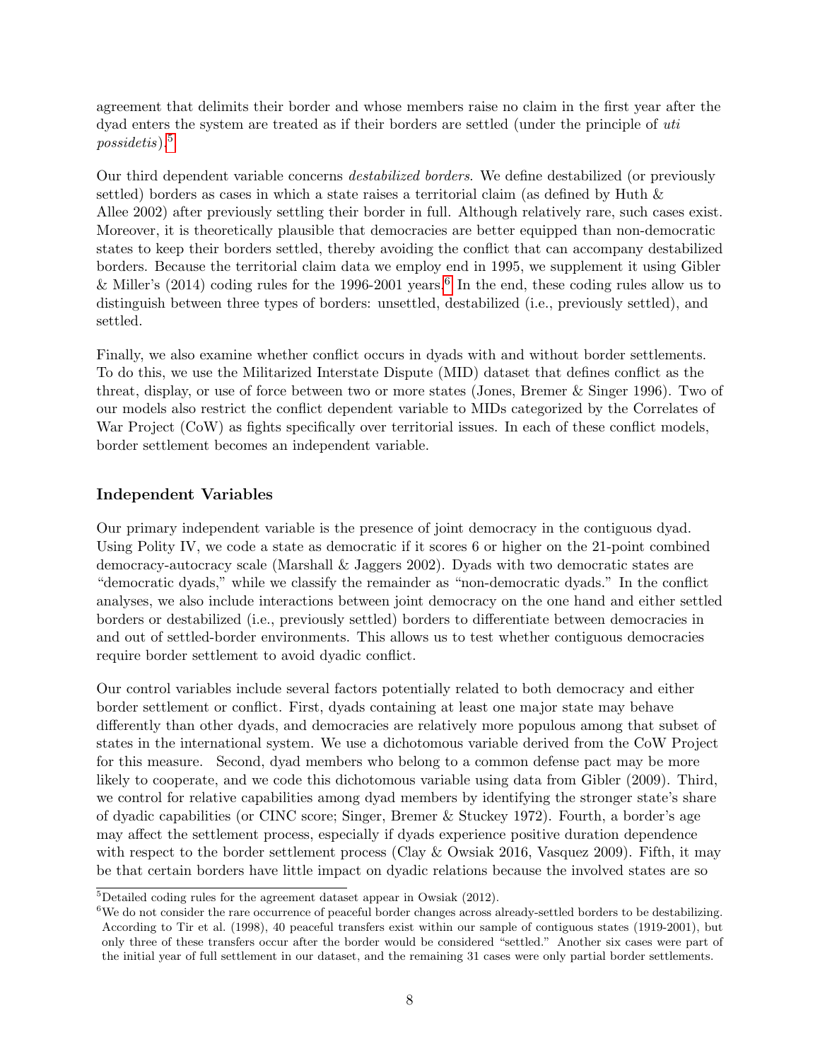agreement that delimits their border and whose members raise no claim in the first year after the dyad enters the system are treated as if their borders are settled (under the principle of *uti possidetis*).[5]

Our third dependent variable concerns *destabilized borders*. We define destabilized (or previously settled) borders as cases in which a state raises a territorial claim (as defined by Huth & Allee 2002) after previously settling their border in full. Although relatively rare, such cases exist. Moreover, it is theoretically plausible that democracies are better equipped than non-democratic states to keep their borders settled, thereby avoiding the conflict that can accompany destabilized borders. Because the territorial claim data we employ end in 1995, we supplement it using Gibler & Miller's (2014) coding rules for the 1996-2001 years.[6] In the end, these coding rules allow us to distinguish between three types of borders: unsettled, destabilized (i.e., previously settled), and settled.

Finally, we also examine whether conflict occurs in dyads with and without border settlements. To do this, we use the Militarized Interstate Dispute (MID) dataset that defines conflict as the threat, display, or use of force between two or more states (Jones, Bremer & Singer 1996). Two of our models also restrict the conflict dependent variable to MIDs categorized by the Correlates of War Project (CoW) as fights specifically over territorial issues. In each of these conflict models, border settlement becomes an independent variable.

### Independent Variables

Our primary independent variable is the presence of joint democracy in the contiguous dyad. Using Polity IV, we code a state as democratic if it scores 6 or higher on the 21-point combined democracy-autocracy scale (Marshall & Jaggers 2002). Dyads with two democratic states are "democratic dyads," while we classify the remainder as "non-democratic dyads." In the conflict analyses, we also include interactions between joint democracy on the one hand and either settled borders or destabilized (i.e., previously settled) borders to differentiate between democracies in and out of settled-border environments. This allows us to test whether contiguous democracies require border settlement to avoid dyadic conflict.

Our control variables include several factors potentially related to both democracy and either border settlement or conflict. First, dyads containing at least one major state may behave differently than other dyads, and democracies are relatively more populous among that subset of states in the international system. We use a dichotomous variable derived from the CoW Project for this measure. Second, dyad members who belong to a common defense pact may be more likely to cooperate, and we code this dichotomous variable using data from Gibler (2009). Third, we control for relative capabilities among dyad members by identifying the stronger state's share of dyadic capabilities (or CINC score; Singer, Bremer & Stuckey 1972). Fourth, a border's age may affect the settlement process, especially if dyads experience positive duration dependence with respect to the border settlement process (Clay & Owsiak 2016, Vasquez 2009). Fifth, it may be that certain borders have little impact on dyadic relations because the involved states are so

[5] Detailed coding rules for the agreement dataset appear in Owsiak (2012).

[6] We do not consider the rare occurrence of peaceful border changes across already-settled borders to be destabilizing. According to Tir et al. (1998), 40 peaceful transfers exist within our sample of contiguous states (1919-2001), but only three of these transfers occur after the border would be considered "settled." Another six cases were part of the initial year of full settlement in our dataset, and the remaining 31 cases were only partial border settlements.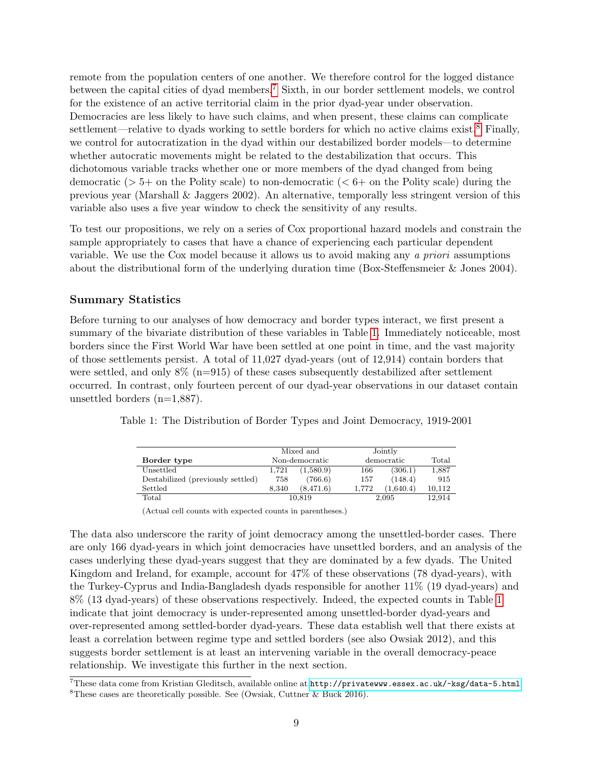remote from the population centers of one another. We therefore control for the logged distance between the capital cities of dyad members.[7] Sixth, in our border settlement models, we control for the existence of an active territorial claim in the prior dyad-year under observation. Democracies are less likely to have such claims, and when present, these claims can complicate settlement—relative to dyads working to settle borders for which no active claims exist.[8] Finally, we control for autocratization in the dyad within our destabilized border models—to determine whether autocratic movements might be related to the destabilization that occurs. This dichotomous variable tracks whether one or more members of the dyad changed from being democratic ($> 5+$ on the Polity scale) to non-democratic ($< 6+$ on the Polity scale) during the previous year (Marshall & Jaggers 2002). An alternative, temporally less stringent version of this variable also uses a five year window to check the sensitivity of any results.

To test our propositions, we rely on a series of Cox proportional hazard models and constrain the sample appropriately to cases that have a chance of experiencing each particular dependent variable. We use the Cox model because it allows us to avoid making any *a priori* assumptions about the distributional form of the underlying duration time (Box-Steffensmeier & Jones 2004).

### Summary Statistics

Before turning to our analyses of how democracy and border types interact, we first present a summary of the bivariate distribution of these variables in Table 1. Immediately noticeable, most borders since the First World War have been settled at one point in time, and the vast majority of those settlements persist. A total of 11,027 dyad-years (out of 12,914) contain borders that were settled, and only 8% (n=915) of these cases subsequently destabilized after settlement occurred. In contrast, only fourteen percent of our dyad-year observations in our dataset contain unsettled borders (n=1,887).

Table 1: The Distribution of Border Types and Joint Democracy, 1919-2001

| Border type | Mixed and Non-democratic | | Jointly democratic | | Total |
|---|---|---|---|---|---|
| Unsettled | 1,721 | (1,580.9) | 166 | (306.1) | 1,887 |
| Destabilized (previously settled) | 758 | (766.6) | 157 | (148.4) | 915 |
| Settled | 8,340 | (8,471.6) | 1,772 | (1,640.4) | 10,112 |
| Total | 10,819 | | 2,095 | | 12,914 |

(Actual cell counts with expected counts in parentheses.)

The data also underscore the rarity of joint democracy among the unsettled-border cases. There are only 166 dyad-years in which joint democracies have unsettled borders, and an analysis of the cases underlying these dyad-years suggest that they are dominated by a few dyads. The United Kingdom and Ireland, for example, account for 47% of these observations (78 dyad-years), with the Turkey-Cyprus and India-Bangladesh dyads responsible for another 11% (19 dyad-years) and 8% (13 dyad-years) of these observations respectively. Indeed, the expected counts in Table 1 indicate that joint democracy is under-represented among unsettled-border dyad-years and over-represented among settled-border dyad-years. These data establish well that there exists at least a correlation between regime type and settled borders (see also Owsiak 2012), and this suggests border settlement is at least an intervening variable in the overall democracy-peace relationship. We investigate this further in the next section.

[7] These data come from Kristian Gleditsch, available online at http://privatewww.essex.ac.uk/~ksg/data-5.html.

[8] These cases are theoretically possible. See (Owsiak, Cuttner & Buck 2016).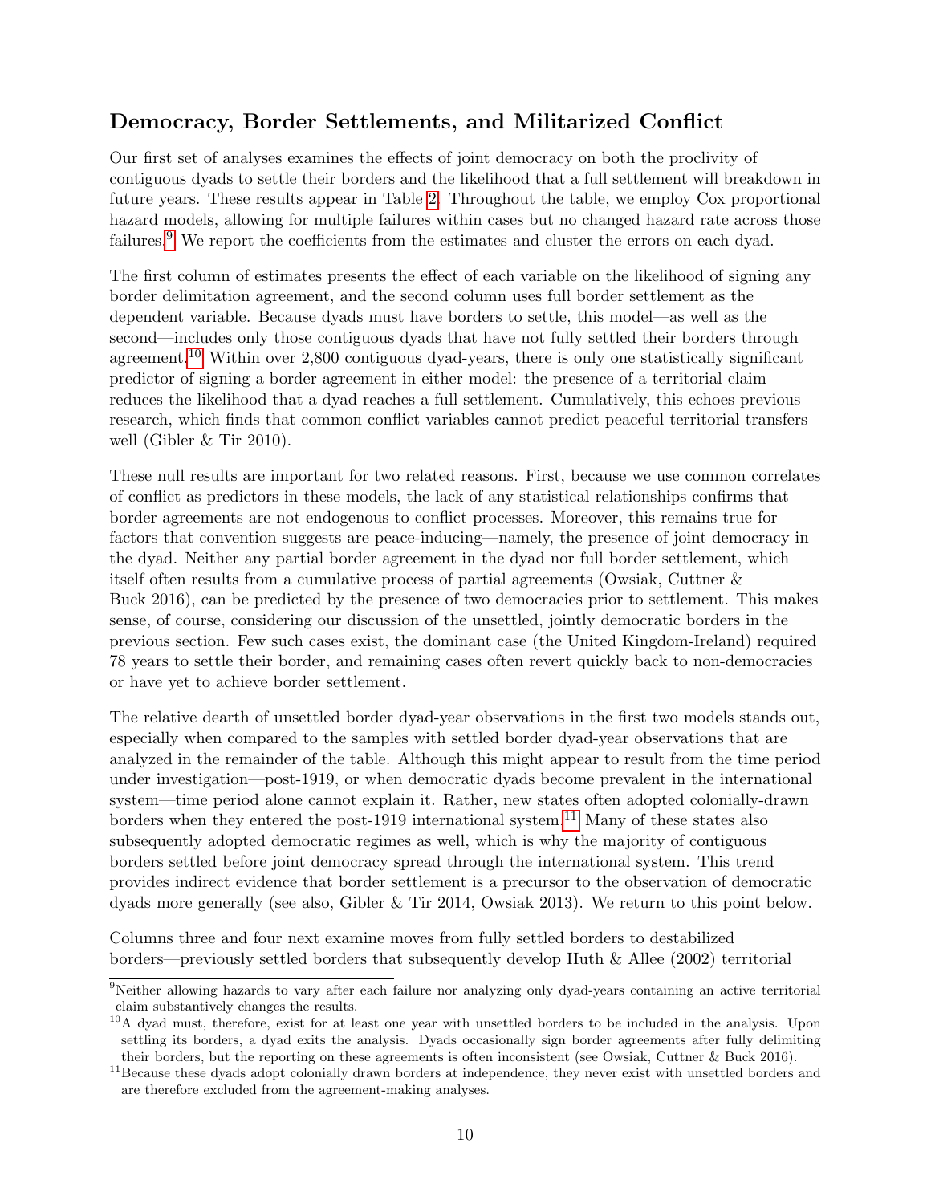## Democracy, Border Settlements, and Militarized Conflict

Our first set of analyses examines the effects of joint democracy on both the proclivity of contiguous dyads to settle their borders and the likelihood that a full settlement will breakdown in future years. These results appear in Table 2. Throughout the table, we employ Cox proportional hazard models, allowing for multiple failures within cases but no changed hazard rate across those failures.[9] We report the coefficients from the estimates and cluster the errors on each dyad.

The first column of estimates presents the effect of each variable on the likelihood of signing any border delimitation agreement, and the second column uses full border settlement as the dependent variable. Because dyads must have borders to settle, this model—as well as the second—includes only those contiguous dyads that have not fully settled their borders through agreement.[10] Within over 2,800 contiguous dyad-years, there is only one statistically significant predictor of signing a border agreement in either model: the presence of a territorial claim reduces the likelihood that a dyad reaches a full settlement. Cumulatively, this echoes previous research, which finds that common conflict variables cannot predict peaceful territorial transfers well (Gibler & Tir 2010).

These null results are important for two related reasons. First, because we use common correlates of conflict as predictors in these models, the lack of any statistical relationships confirms that border agreements are not endogenous to conflict processes. Moreover, this remains true for factors that convention suggests are peace-inducing—namely, the presence of joint democracy in the dyad. Neither any partial border agreement in the dyad nor full border settlement, which itself often results from a cumulative process of partial agreements (Owsiak, Cuttner & Buck 2016), can be predicted by the presence of two democracies prior to settlement. This makes sense, of course, considering our discussion of the unsettled, jointly democratic borders in the previous section. Few such cases exist, the dominant case (the United Kingdom-Ireland) required 78 years to settle their border, and remaining cases often revert quickly back to non-democracies or have yet to achieve border settlement.

The relative dearth of unsettled border dyad-year observations in the first two models stands out, especially when compared to the samples with settled border dyad-year observations that are analyzed in the remainder of the table. Although this might appear to result from the time period under investigation—post-1919, or when democratic dyads become prevalent in the international system—time period alone cannot explain it. Rather, new states often adopted colonially-drawn borders when they entered the post-1919 international system.[11] Many of these states also subsequently adopted democratic regimes as well, which is why the majority of contiguous borders settled before joint democracy spread through the international system. This trend provides indirect evidence that border settlement is a precursor to the observation of democratic dyads more generally (see also, Gibler & Tir 2014, Owsiak 2013). We return to this point below.

Columns three and four next examine moves from fully settled borders to destabilized borders—previously settled borders that subsequently develop Huth & Allee (2002) territorial

[9] Neither allowing hazards to vary after each failure nor analyzing only dyad-years containing an active territorial claim substantively changes the results.

[10] A dyad must, therefore, exist for at least one year with unsettled borders to be included in the analysis. Upon settling its borders, a dyad exits the analysis. Dyads occasionally sign border agreements after fully delimiting their borders, but the reporting on these agreements is often inconsistent (see Owsiak, Cuttner & Buck 2016).

[11] Because these dyads adopt colonially drawn borders at independence, they never exist with unsettled borders and are therefore excluded from the agreement-making analyses.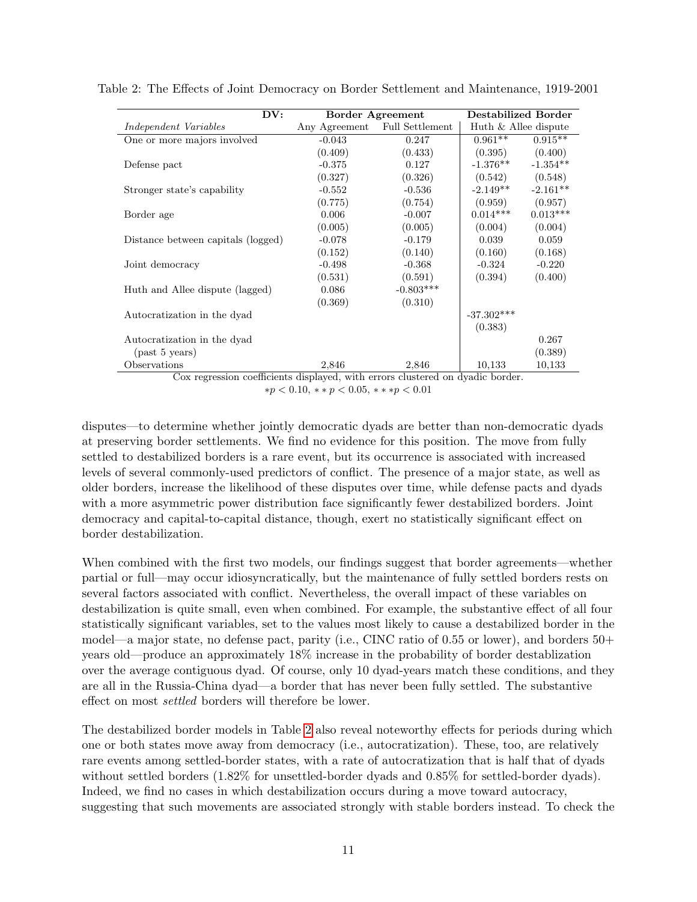Table 2: The Effects of Joint Democracy on Border Settlement and Maintenance, 1919-2001

| DV: | Border Agreement | | Destabilized Border | |
|---|---|---|---|---|
| *Independent Variables* | Any Agreement | Full Settlement | Huth & Allee dispute | |
| One or more majors involved | -0.043 | 0.247 | 0.961** | 0.915** |
| | (0.409) | (0.433) | (0.395) | (0.400) |
| Defense pact | -0.375 | 0.127 | -1.376** | -1.354** |
| | (0.327) | (0.326) | (0.542) | (0.548) |
| Stronger state's capability | -0.552 | -0.536 | -2.149** | -2.161** |
| | (0.775) | (0.754) | (0.959) | (0.957) |
| Border age | 0.006 | -0.007 | 0.014*** | 0.013*** |
| | (0.005) | (0.005) | (0.004) | (0.004) |
| Distance between capitals (logged) | -0.078 | -0.179 | 0.039 | 0.059 |
| | (0.152) | (0.140) | (0.160) | (0.168) |
| Joint democracy | -0.498 | -0.368 | -0.324 | -0.220 |
| | (0.531) | (0.591) | (0.394) | (0.400) |
| Huth and Allee dispute (lagged) | 0.086 | -0.803*** | | |
| | (0.369) | (0.310) | | |
| Autocratization in the dyad | | | -37.302*** | |
| | | | (0.383) | |
| Autocratization in the dyad (past 5 years) | | | | 0.267 |
| | | | | (0.389) |
| Observations | 2,846 | 2,846 | 10,133 | 10,133 |

Cox regression coefficients displayed, with errors clustered on dyadic border.
$*p < 0.10$, $**p < 0.05$, $***p < 0.01$

disputes—to determine whether jointly democratic dyads are better than non-democratic dyads at preserving border settlements. We find no evidence for this position. The move from fully settled to destabilized borders is a rare event, but its occurrence is associated with increased levels of several commonly-used predictors of conflict. The presence of a major state, as well as older borders, increase the likelihood of these disputes over time, while defense pacts and dyads with a more asymmetric power distribution face significantly fewer destabilized borders. Joint democracy and capital-to-capital distance, though, exert no statistically significant effect on border destabilization.

When combined with the first two models, our findings suggest that border agreements—whether partial or full—may occur idiosyncratically, but the maintenance of fully settled borders rests on several factors associated with conflict. Nevertheless, the overall impact of these variables on destabilization is quite small, even when combined. For example, the substantive effect of all four statistically significant variables, set to the values most likely to cause a destabilized border in the model—a major state, no defense pact, parity (i.e., CINC ratio of 0.55 or lower), and borders 50+ years old—produce an approximately 18% increase in the probability of border destablization over the average contiguous dyad. Of course, only 10 dyad-years match these conditions, and they are all in the Russia-China dyad—a border that has never been fully settled. The substantive effect on most *settled* borders will therefore be lower.

The destabilized border models in Table 2 also reveal noteworthy effects for periods during which one or both states move away from democracy (i.e., autocratization). These, too, are relatively rare events among settled-border states, with a rate of autocratization that is half that of dyads without settled borders (1.82% for unsettled-border dyads and 0.85% for settled-border dyads). Indeed, we find no cases in which destabilization occurs during a move toward autocracy, suggesting that such movements are associated strongly with stable borders instead. To check the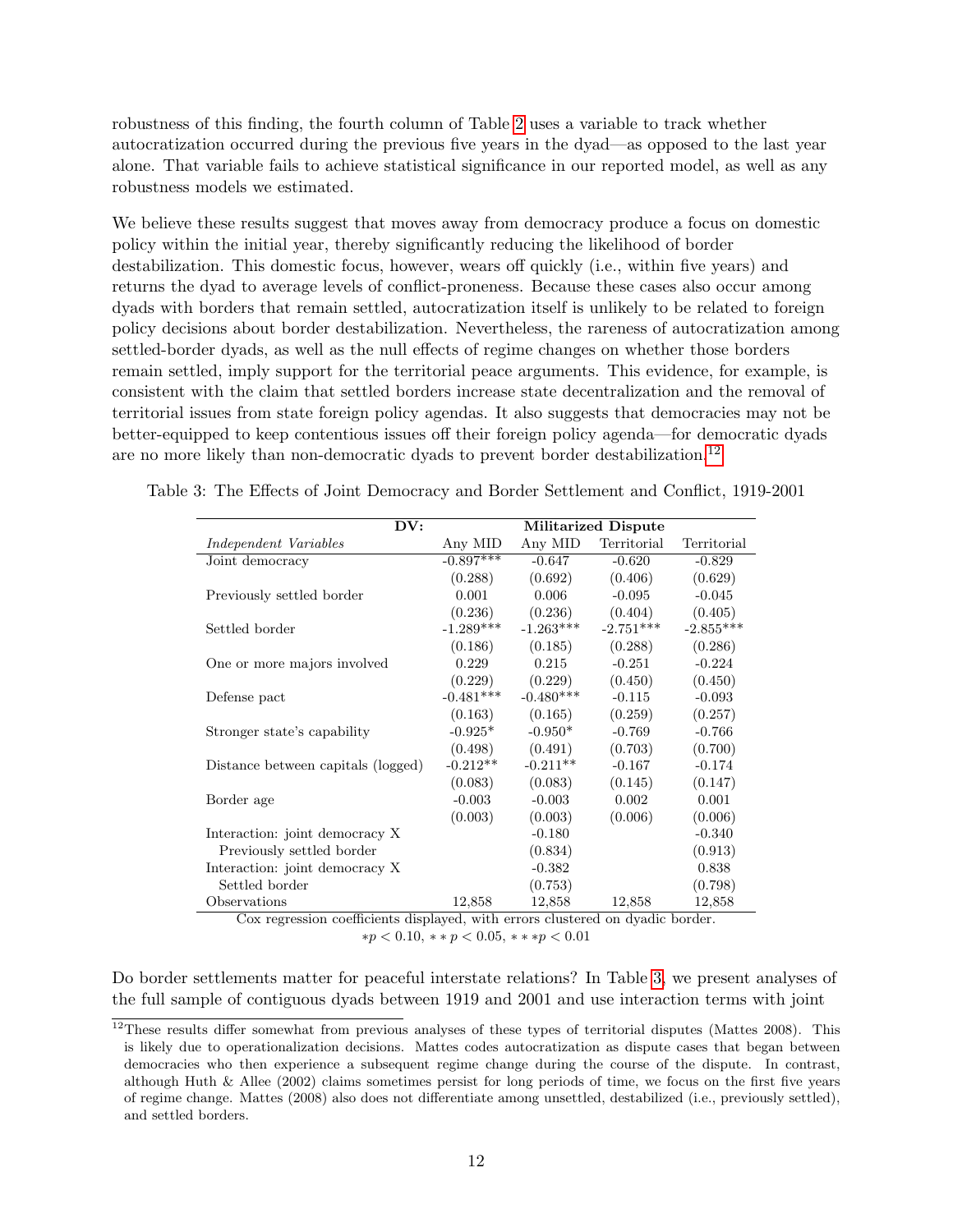robustness of this finding, the fourth column of Table 2 uses a variable to track whether autocratization occurred during the previous five years in the dyad—as opposed to the last year alone. That variable fails to achieve statistical significance in our reported model, as well as any robustness models we estimated.

We believe these results suggest that moves away from democracy produce a focus on domestic policy within the initial year, thereby significantly reducing the likelihood of border destabilization. This domestic focus, however, wears off quickly (i.e., within five years) and returns the dyad to average levels of conflict-proneness. Because these cases also occur among dyads with borders that remain settled, autocratization itself is unlikely to be related to foreign policy decisions about border destabilization. Nevertheless, the rareness of autocratization among settled-border dyads, as well as the null effects of regime changes on whether those borders remain settled, imply support for the territorial peace arguments. This evidence, for example, is consistent with the claim that settled borders increase state decentralization and the removal of territorial issues from state foreign policy agendas. It also suggests that democracies may not be better-equipped to keep contentious issues off their foreign policy agenda—for democratic dyads are no more likely than non-democratic dyads to prevent border destabilization.[12]

Table 3: The Effects of Joint Democracy and Border Settlement and Conflict, 1919-2001

| **DV:** | **Militarized Dispute** | | | |
|---|---|---|---|---|
| *Independent Variables* | Any MID | Any MID | Territorial | Territorial |
| Joint democracy | -0.897*** | -0.647 | -0.620 | -0.829 |
| | (0.288) | (0.692) | (0.406) | (0.629) |
| Previously settled border | 0.001 | 0.006 | -0.095 | -0.045 |
| | (0.236) | (0.236) | (0.404) | (0.405) |
| Settled border | -1.289*** | -1.263*** | -2.751*** | -2.855*** |
| | (0.186) | (0.185) | (0.288) | (0.286) |
| One or more majors involved | 0.229 | 0.215 | -0.251 | -0.224 |
| | (0.229) | (0.229) | (0.450) | (0.450) |
| Defense pact | -0.481*** | -0.480*** | -0.115 | -0.093 |
| | (0.163) | (0.165) | (0.259) | (0.257) |
| Stronger state's capability | -0.925* | -0.950* | -0.769 | -0.766 |
| | (0.498) | (0.491) | (0.703) | (0.700) |
| Distance between capitals (logged) | -0.212** | -0.211** | -0.167 | -0.174 |
| | (0.083) | (0.083) | (0.145) | (0.147) |
| Border age | -0.003 | -0.003 | 0.002 | 0.001 |
| | (0.003) | (0.003) | (0.006) | (0.006) |
| Interaction: joint democracy X | | -0.180 | | -0.340 |
| Previously settled border | | (0.834) | | (0.913) |
| Interaction: joint democracy X | | -0.382 | | 0.838 |
| Settled border | | (0.753) | | (0.798) |
| Observations | 12,858 | 12,858 | 12,858 | 12,858 |

Cox regression coefficients displayed, with errors clustered on dyadic border.
$*p < 0.10$, $**p < 0.05$, $***p < 0.01$

Do border settlements matter for peaceful interstate relations? In Table 3, we present analyses of the full sample of contiguous dyads between 1919 and 2001 and use interaction terms with joint

[12] These results differ somewhat from previous analyses of these types of territorial disputes (Mattes 2008). This is likely due to operationalization decisions. Mattes codes autocratization as dispute cases that began between democracies who then experience a subsequent regime change during the course of the dispute. In contrast, although Huth & Allee (2002) claims sometimes persist for long periods of time, we focus on the first five years of regime change. Mattes (2008) also does not differentiate among unsettled, destabilized (i.e., previously settled), and settled borders.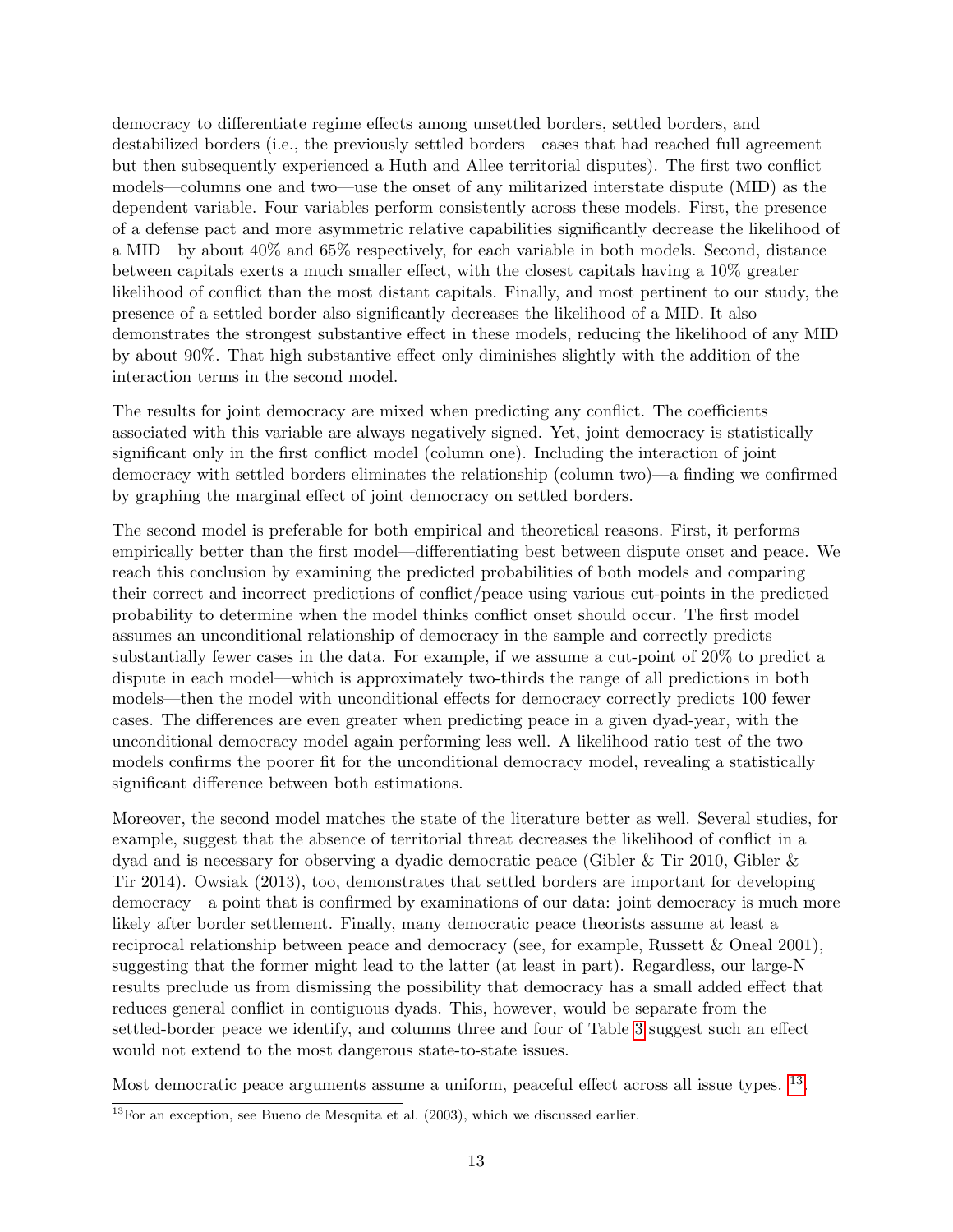democracy to differentiate regime effects among unsettled borders, settled borders, and destabilized borders (i.e., the previously settled borders—cases that had reached full agreement but then subsequently experienced a Huth and Allee territorial disputes). The first two conflict models—columns one and two—use the onset of any militarized interstate dispute (MID) as the dependent variable. Four variables perform consistently across these models. First, the presence of a defense pact and more asymmetric relative capabilities significantly decrease the likelihood of a MID—by about 40% and 65% respectively, for each variable in both models. Second, distance between capitals exerts a much smaller effect, with the closest capitals having a 10% greater likelihood of conflict than the most distant capitals. Finally, and most pertinent to our study, the presence of a settled border also significantly decreases the likelihood of a MID. It also demonstrates the strongest substantive effect in these models, reducing the likelihood of any MID by about 90%. That high substantive effect only diminishes slightly with the addition of the interaction terms in the second model.

The results for joint democracy are mixed when predicting any conflict. The coefficients associated with this variable are always negatively signed. Yet, joint democracy is statistically significant only in the first conflict model (column one). Including the interaction of joint democracy with settled borders eliminates the relationship (column two)—a finding we confirmed by graphing the marginal effect of joint democracy on settled borders.

The second model is preferable for both empirical and theoretical reasons. First, it performs empirically better than the first model—differentiating best between dispute onset and peace. We reach this conclusion by examining the predicted probabilities of both models and comparing their correct and incorrect predictions of conflict/peace using various cut-points in the predicted probability to determine when the model thinks conflict onset should occur. The first model assumes an unconditional relationship of democracy in the sample and correctly predicts substantially fewer cases in the data. For example, if we assume a cut-point of 20% to predict a dispute in each model—which is approximately two-thirds the range of all predictions in both models—then the model with unconditional effects for democracy correctly predicts 100 fewer cases. The differences are even greater when predicting peace in a given dyad-year, with the unconditional democracy model again performing less well. A likelihood ratio test of the two models confirms the poorer fit for the unconditional democracy model, revealing a statistically significant difference between both estimations.

Moreover, the second model matches the state of the literature better as well. Several studies, for example, suggest that the absence of territorial threat decreases the likelihood of conflict in a dyad and is necessary for observing a dyadic democratic peace (Gibler & Tir 2010, Gibler & Tir 2014). Owsiak (2013), too, demonstrates that settled borders are important for developing democracy—a point that is confirmed by examinations of our data: joint democracy is much more likely after border settlement. Finally, many democratic peace theorists assume at least a reciprocal relationship between peace and democracy (see, for example, Russett & Oneal 2001), suggesting that the former might lead to the latter (at least in part). Regardless, our large-N results preclude us from dismissing the possibility that democracy has a small added effect that reduces general conflict in contiguous dyads. This, however, would be separate from the settled-border peace we identify, and columns three and four of Table 3 suggest such an effect would not extend to the most dangerous state-to-state issues.

Most democratic peace arguments assume a uniform, peaceful effect across all issue types. [13].

[13] For an exception, see Bueno de Mesquita et al. (2003), which we discussed earlier.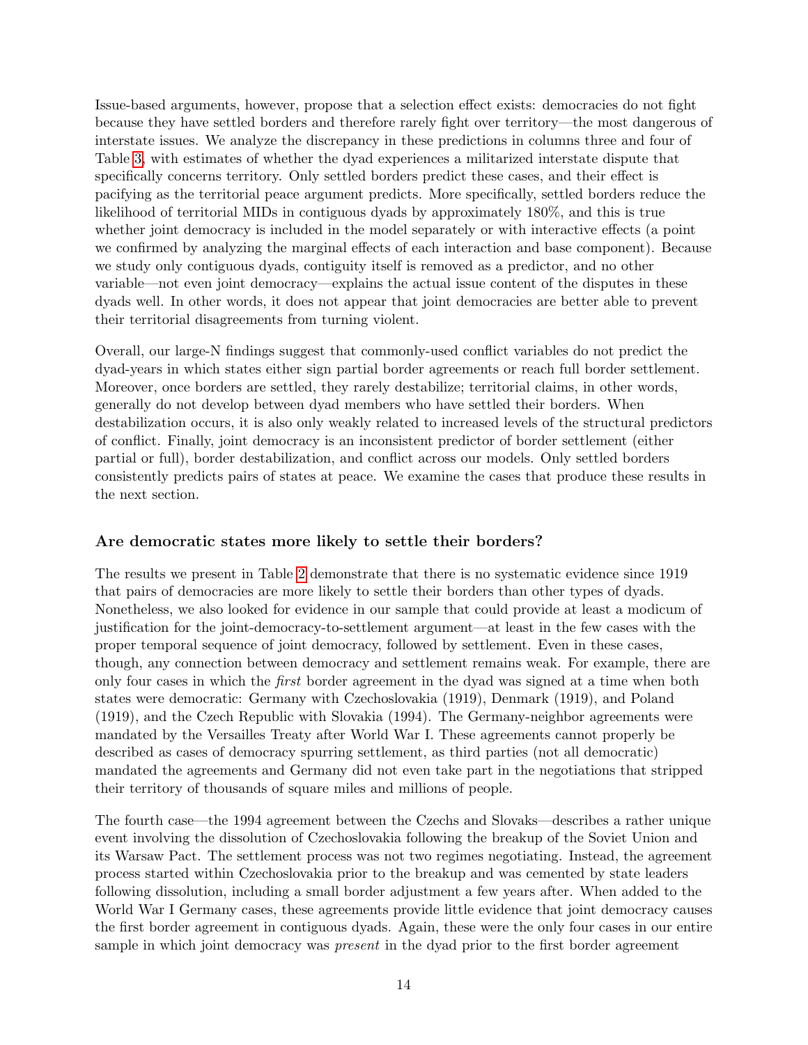Issue-based arguments, however, propose that a selection effect exists: democracies do not fight because they have settled borders and therefore rarely fight over territory—the most dangerous of interstate issues. We analyze the discrepancy in these predictions in columns three and four of Table 3, with estimates of whether the dyad experiences a militarized interstate dispute that specifically concerns territory. Only settled borders predict these cases, and their effect is pacifying as the territorial peace argument predicts. More specifically, settled borders reduce the likelihood of territorial MIDs in contiguous dyads by approximately 180%, and this is true whether joint democracy is included in the model separately or with interactive effects (a point we confirmed by analyzing the marginal effects of each interaction and base component). Because we study only contiguous dyads, contiguity itself is removed as a predictor, and no other variable—not even joint democracy—explains the actual issue content of the disputes in these dyads well. In other words, it does not appear that joint democracies are better able to prevent their territorial disagreements from turning violent.

Overall, our large-N findings suggest that commonly-used conflict variables do not predict the dyad-years in which states either sign partial border agreements or reach full border settlement. Moreover, once borders are settled, they rarely destabilize; territorial claims, in other words, generally do not develop between dyad members who have settled their borders. When destabilization occurs, it is also only weakly related to increased levels of the structural predictors of conflict. Finally, joint democracy is an inconsistent predictor of border settlement (either partial or full), border destabilization, and conflict across our models. Only settled borders consistently predicts pairs of states at peace. We examine the cases that produce these results in the next section.

### Are democratic states more likely to settle their borders?

The results we present in Table 2 demonstrate that there is no systematic evidence since 1919 that pairs of democracies are more likely to settle their borders than other types of dyads. Nonetheless, we also looked for evidence in our sample that could provide at least a modicum of justification for the joint-democracy-to-settlement argument—at least in the few cases with the proper temporal sequence of joint democracy, followed by settlement. Even in these cases, though, any connection between democracy and settlement remains weak. For example, there are only four cases in which the *first* border agreement in the dyad was signed at a time when both states were democratic: Germany with Czechoslovakia (1919), Denmark (1919), and Poland (1919), and the Czech Republic with Slovakia (1994). The Germany-neighbor agreements were mandated by the Versailles Treaty after World War I. These agreements cannot properly be described as cases of democracy spurring settlement, as third parties (not all democratic) mandated the agreements and Germany did not even take part in the negotiations that stripped their territory of thousands of square miles and millions of people.

The fourth case—the 1994 agreement between the Czechs and Slovaks—describes a rather unique event involving the dissolution of Czechoslovakia following the breakup of the Soviet Union and its Warsaw Pact. The settlement process was not two regimes negotiating. Instead, the agreement process started within Czechoslovakia prior to the breakup and was cemented by state leaders following dissolution, including a small border adjustment a few years after. When added to the World War I Germany cases, these agreements provide little evidence that joint democracy causes the first border agreement in contiguous dyads. Again, these were the only four cases in our entire sample in which joint democracy was *present* in the dyad prior to the first border agreement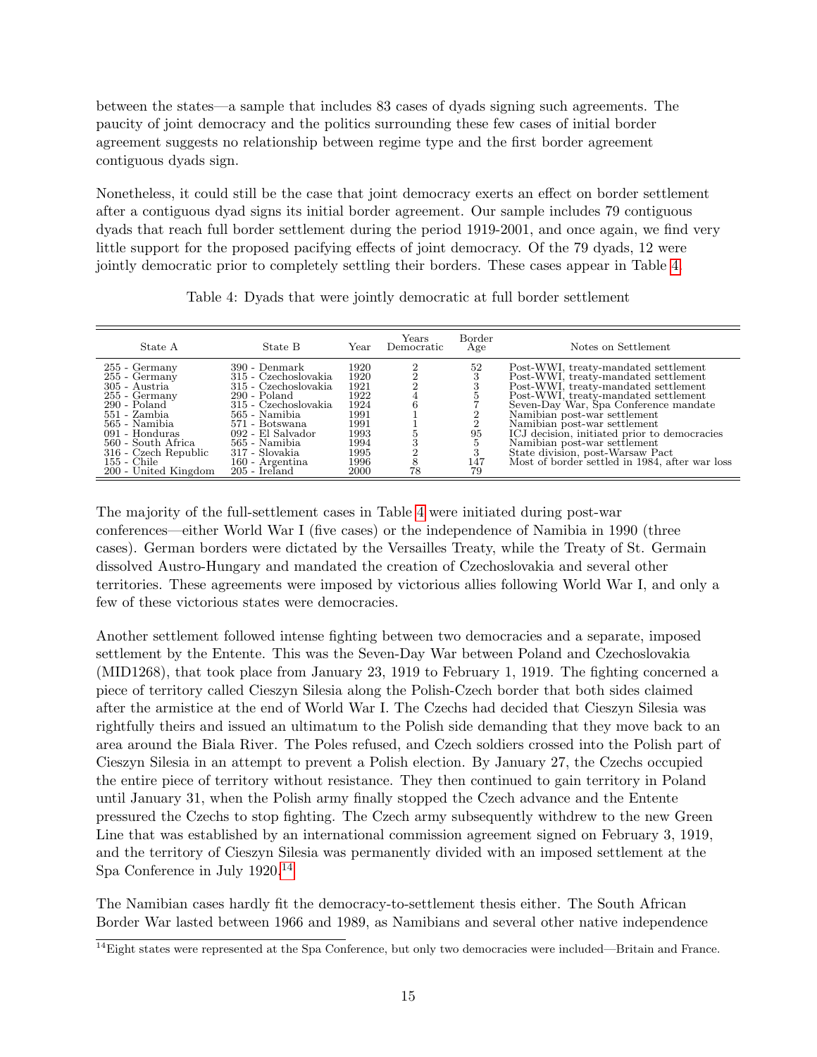between the states—a sample that includes 83 cases of dyads signing such agreements. The paucity of joint democracy and the politics surrounding these few cases of initial border agreement suggests no relationship between regime type and the first border agreement contiguous dyads sign.

Nonetheless, it could still be the case that joint democracy exerts an effect on border settlement after a contiguous dyad signs its initial border agreement. Our sample includes 79 contiguous dyads that reach full border settlement during the period 1919-2001, and once again, we find very little support for the proposed pacifying effects of joint democracy. Of the 79 dyads, 12 were jointly democratic prior to completely settling their borders. These cases appear in Table 4.

Table 4: Dyads that were jointly democratic at full border settlement

| State A | State B | Year | Years Democratic | Border Age | Notes on Settlement |
|---|---|---|---|---|---|
| 255 - Germany | 390 - Denmark | 1920 | 2 | 52 | Post-WWI, treaty-mandated settlement |
| 255 - Germany | 315 - Czechoslovakia | 1920 | 2 | 3 | Post-WWI, treaty-mandated settlement |
| 305 - Austria | 315 - Czechoslovakia | 1921 | 2 | 3 | Post-WWI, treaty-mandated settlement |
| 255 - Germany | 290 - Poland | 1922 | 4 | 5 | Post-WWI, treaty-mandated settlement |
| 290 - Poland | 315 - Czechoslovakia | 1924 | 6 | 7 | Seven-Day War, Spa Conference mandate |
| 551 - Zambia | 565 - Namibia | 1991 | 1 | 2 | Namibian post-war settlement |
| 565 - Namibia | 571 - Botswana | 1991 | 1 | 2 | Namibian post-war settlement |
| 091 - Honduras | 092 - El Salvador | 1993 | 5 | 95 | ICJ decision, initiated prior to democracies |
| 560 - South Africa | 565 - Namibia | 1994 | 3 | 5 | Namibian post-war settlement |
| 316 - Czech Republic | 317 - Slovakia | 1995 | 2 | 3 | State division, post-Warsaw Pact |
| 155 - Chile | 160 - Argentina | 1996 | 8 | 147 | Most of border settled in 1984, after war loss |
| 200 - United Kingdom | 205 - Ireland | 2000 | 78 | 79 | |

The majority of the full-settlement cases in Table 4 were initiated during post-war conferences—either World War I (five cases) or the independence of Namibia in 1990 (three cases). German borders were dictated by the Versailles Treaty, while the Treaty of St. Germain dissolved Austro-Hungary and mandated the creation of Czechoslovakia and several other territories. These agreements were imposed by victorious allies following World War I, and only a few of these victorious states were democracies.

Another settlement followed intense fighting between two democracies and a separate, imposed settlement by the Entente. This was the Seven-Day War between Poland and Czechoslovakia (MID1268), that took place from January 23, 1919 to February 1, 1919. The fighting concerned a piece of territory called Cieszyn Silesia along the Polish-Czech border that both sides claimed after the armistice at the end of World War I. The Czechs had decided that Cieszyn Silesia was rightfully theirs and issued an ultimatum to the Polish side demanding that they move back to an area around the Biala River. The Poles refused, and Czech soldiers crossed into the Polish part of Cieszyn Silesia in an attempt to prevent a Polish election. By January 27, the Czechs occupied the entire piece of territory without resistance. They then continued to gain territory in Poland until January 31, when the Polish army finally stopped the Czech advance and the Entente pressured the Czechs to stop fighting. The Czech army subsequently withdrew to the new Green Line that was established by an international commission agreement signed on February 3, 1919, and the territory of Cieszyn Silesia was permanently divided with an imposed settlement at the Spa Conference in July 1920.[14]

The Namibian cases hardly fit the democracy-to-settlement thesis either. The South African Border War lasted between 1966 and 1989, as Namibians and several other native independence

[14] Eight states were represented at the Spa Conference, but only two democracies were included—Britain and France.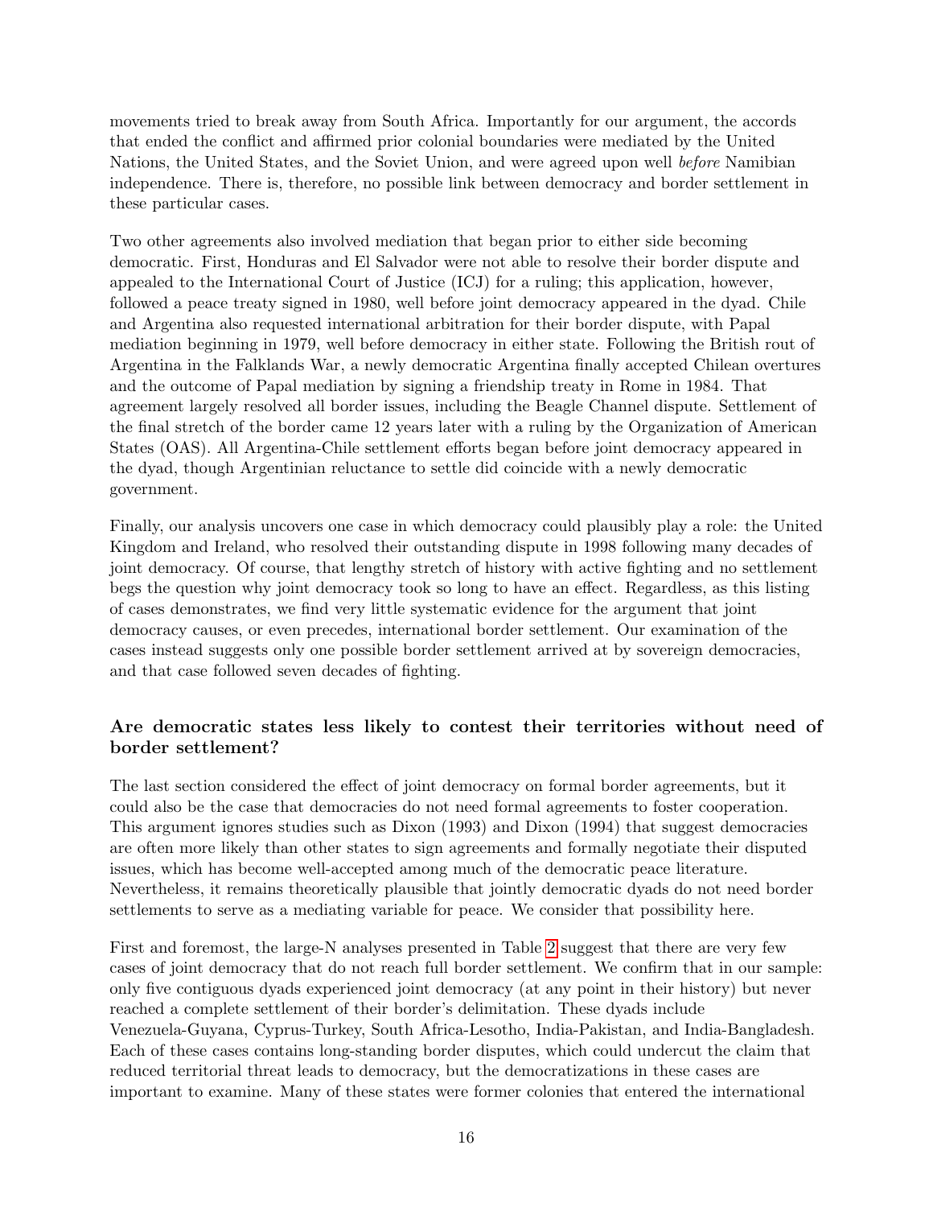movements tried to break away from South Africa. Importantly for our argument, the accords that ended the conflict and affirmed prior colonial boundaries were mediated by the United Nations, the United States, and the Soviet Union, and were agreed upon well *before* Namibian independence. There is, therefore, no possible link between democracy and border settlement in these particular cases.

Two other agreements also involved mediation that began prior to either side becoming democratic. First, Honduras and El Salvador were not able to resolve their border dispute and appealed to the International Court of Justice (ICJ) for a ruling; this application, however, followed a peace treaty signed in 1980, well before joint democracy appeared in the dyad. Chile and Argentina also requested international arbitration for their border dispute, with Papal mediation beginning in 1979, well before democracy in either state. Following the British rout of Argentina in the Falklands War, a newly democratic Argentina finally accepted Chilean overtures and the outcome of Papal mediation by signing a friendship treaty in Rome in 1984. That agreement largely resolved all border issues, including the Beagle Channel dispute. Settlement of the final stretch of the border came 12 years later with a ruling by the Organization of American States (OAS). All Argentina-Chile settlement efforts began before joint democracy appeared in the dyad, though Argentinian reluctance to settle did coincide with a newly democratic government.

Finally, our analysis uncovers one case in which democracy could plausibly play a role: the United Kingdom and Ireland, who resolved their outstanding dispute in 1998 following many decades of joint democracy. Of course, that lengthy stretch of history with active fighting and no settlement begs the question why joint democracy took so long to have an effect. Regardless, as this listing of cases demonstrates, we find very little systematic evidence for the argument that joint democracy causes, or even precedes, international border settlement. Our examination of the cases instead suggests only one possible border settlement arrived at by sovereign democracies, and that case followed seven decades of fighting.

### Are democratic states less likely to contest their territories without need of border settlement?

The last section considered the effect of joint democracy on formal border agreements, but it could also be the case that democracies do not need formal agreements to foster cooperation. This argument ignores studies such as Dixon (1993) and Dixon (1994) that suggest democracies are often more likely than other states to sign agreements and formally negotiate their disputed issues, which has become well-accepted among much of the democratic peace literature. Nevertheless, it remains theoretically plausible that jointly democratic dyads do not need border settlements to serve as a mediating variable for peace. We consider that possibility here.

First and foremost, the large-N analyses presented in Table 2 suggest that there are very few cases of joint democracy that do not reach full border settlement. We confirm that in our sample: only five contiguous dyads experienced joint democracy (at any point in their history) but never reached a complete settlement of their border's delimitation. These dyads include Venezuela-Guyana, Cyprus-Turkey, South Africa-Lesotho, India-Pakistan, and India-Bangladesh. Each of these cases contains long-standing border disputes, which could undercut the claim that reduced territorial threat leads to democracy, but the democratizations in these cases are important to examine. Many of these states were former colonies that entered the international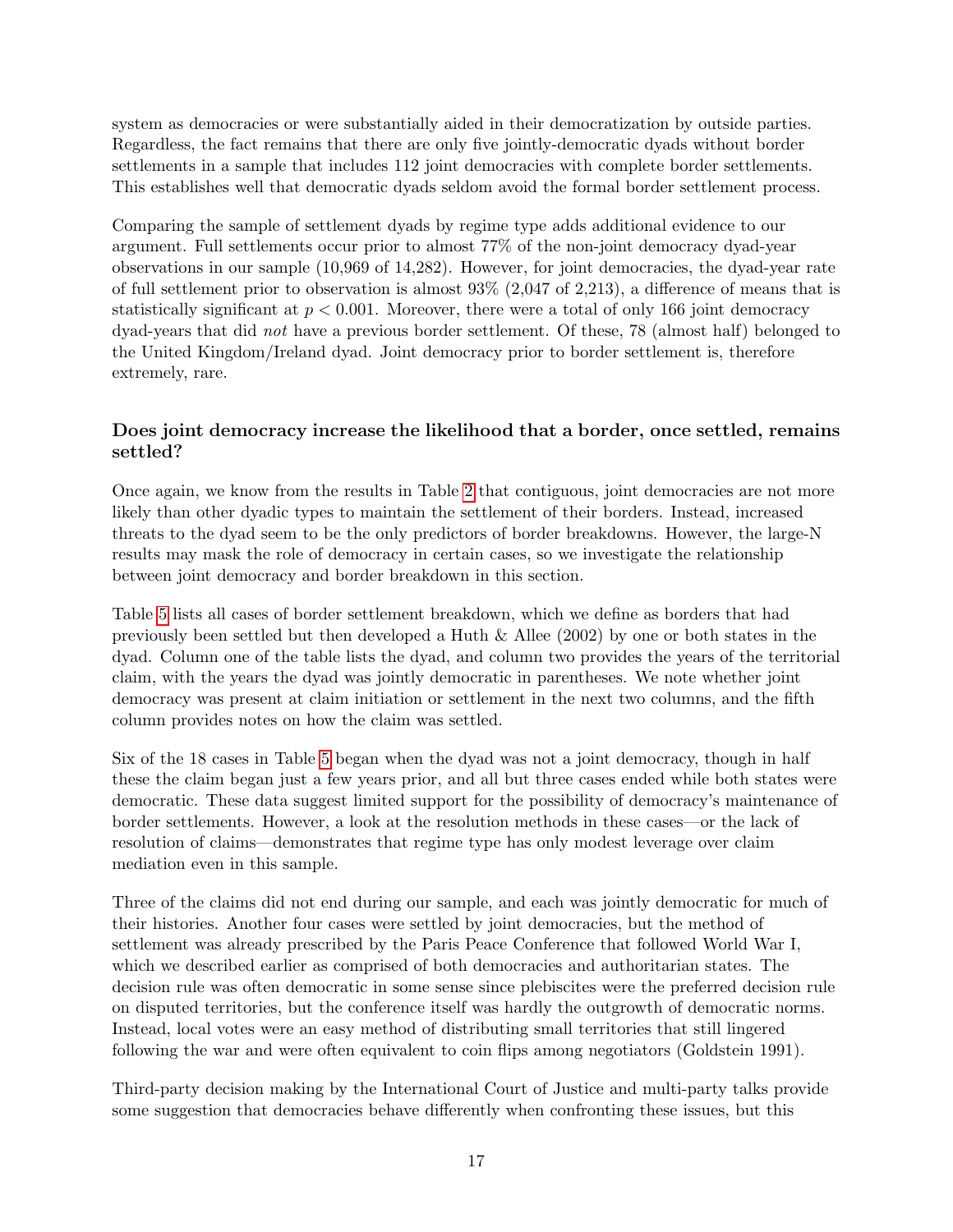system as democracies or were substantially aided in their democratization by outside parties. Regardless, the fact remains that there are only five jointly-democratic dyads without border settlements in a sample that includes 112 joint democracies with complete border settlements. This establishes well that democratic dyads seldom avoid the formal border settlement process.

Comparing the sample of settlement dyads by regime type adds additional evidence to our argument. Full settlements occur prior to almost 77% of the non-joint democracy dyad-year observations in our sample (10,969 of 14,282). However, for joint democracies, the dyad-year rate of full settlement prior to observation is almost 93% (2,047 of 2,213), a difference of means that is statistically significant at $p < 0.001$. Moreover, there were a total of only 166 joint democracy dyad-years that did *not* have a previous border settlement. Of these, 78 (almost half) belonged to the United Kingdom/Ireland dyad. Joint democracy prior to border settlement is, therefore extremely, rare.

### Does joint democracy increase the likelihood that a border, once settled, remains settled?

Once again, we know from the results in Table 2 that contiguous, joint democracies are not more likely than other dyadic types to maintain the settlement of their borders. Instead, increased threats to the dyad seem to be the only predictors of border breakdowns. However, the large-N results may mask the role of democracy in certain cases, so we investigate the relationship between joint democracy and border breakdown in this section.

Table 5 lists all cases of border settlement breakdown, which we define as borders that had previously been settled but then developed a Huth & Allee (2002) by one or both states in the dyad. Column one of the table lists the dyad, and column two provides the years of the territorial claim, with the years the dyad was jointly democratic in parentheses. We note whether joint democracy was present at claim initiation or settlement in the next two columns, and the fifth column provides notes on how the claim was settled.

Six of the 18 cases in Table 5 began when the dyad was not a joint democracy, though in half these the claim began just a few years prior, and all but three cases ended while both states were democratic. These data suggest limited support for the possibility of democracy's maintenance of border settlements. However, a look at the resolution methods in these cases—or the lack of resolution of claims—demonstrates that regime type has only modest leverage over claim mediation even in this sample.

Three of the claims did not end during our sample, and each was jointly democratic for much of their histories. Another four cases were settled by joint democracies, but the method of settlement was already prescribed by the Paris Peace Conference that followed World War I, which we described earlier as comprised of both democracies and authoritarian states. The decision rule was often democratic in some sense since plebiscites were the preferred decision rule on disputed territories, but the conference itself was hardly the outgrowth of democratic norms. Instead, local votes were an easy method of distributing small territories that still lingered following the war and were often equivalent to coin flips among negotiators (Goldstein 1991).

Third-party decision making by the International Court of Justice and multi-party talks provide some suggestion that democracies behave differently when confronting these issues, but this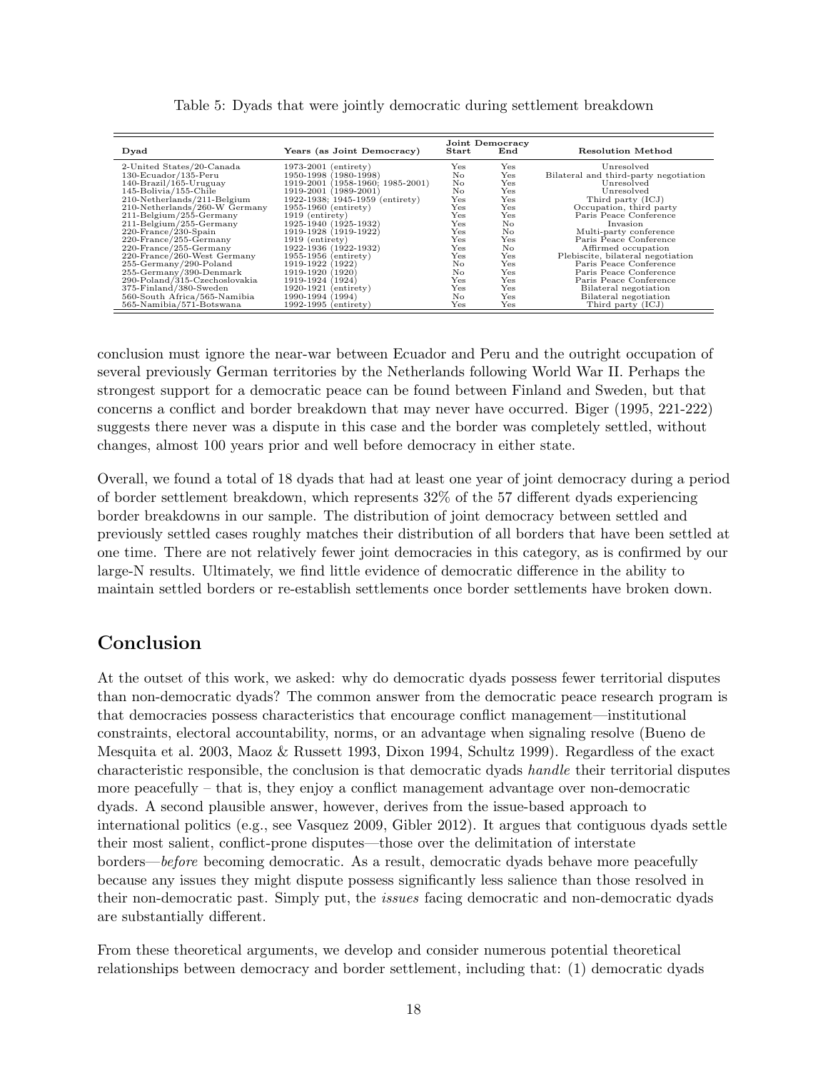Table 5: Dyads that were jointly democratic during settlement breakdown

| Dyad | Years (as Joint Democracy) | Joint Democracy Start | Joint Democracy End | Resolution Method |
|---|---|---|---|---|
| 2-United States/20-Canada | 1973-2001 (entirety) | Yes | Yes | Unresolved |
| 130-Ecuador/135-Peru | 1950-1998 (1980-1998) | No | Yes | Bilateral and third-party negotiation |
| 140-Brazil/165-Uruguay | 1919-2001 (1958-1960; 1985-2001) | No | Yes | Unresolved |
| 145-Bolivia/155-Chile | 1919-2001 (1989-2001) | No | Yes | Unresolved |
| 210-Netherlands/211-Belgium | 1922-1938; 1945-1959 (entirety) | Yes | Yes | Third party (ICJ) |
| 210-Netherlands/260-W Germany | 1955-1960 (entirety) | Yes | Yes | Occupation, third party |
| 211-Belgium/255-Germany | 1919 (entirety) | Yes | Yes | Paris Peace Conference |
| 211-Belgium/255-Germany | 1925-1940 (1925-1932) | Yes | No | Invasion |
| 220-France/230-Spain | 1919-1928 (1919-1922) | Yes | No | Multi-party conference |
| 220-France/255-Germany | 1919 (entirety) | Yes | Yes | Paris Peace Conference |
| 220-France/255-Germany | 1922-1936 (1922-1932) | Yes | No | Affirmed occupation |
| 220-France/260-West Germany | 1955-1956 (entirety) | Yes | Yes | Plebiscite, bilateral negotiation |
| 255-Germany/290-Poland | 1919-1922 (1922) | No | Yes | Paris Peace Conference |
| 255-Germany/390-Denmark | 1919-1920 (1920) | No | Yes | Paris Peace Conference |
| 290-Poland/315-Czechoslovakia | 1919-1924 (1924) | Yes | Yes | Paris Peace Conference |
| 375-Finland/380-Sweden | 1920-1921 (entirety) | Yes | Yes | Bilateral negotiation |
| 560-South Africa/565-Namibia | 1990-1994 (1994) | No | Yes | Bilateral negotiation |
| 565-Namibia/571-Botswana | 1992-1995 (entirety) | Yes | Yes | Third party (ICJ) |

conclusion must ignore the near-war between Ecuador and Peru and the outright occupation of several previously German territories by the Netherlands following World War II. Perhaps the strongest support for a democratic peace can be found between Finland and Sweden, but that concerns a conflict and border breakdown that may never have occurred. Biger (1995, 221-222) suggests there never was a dispute in this case and the border was completely settled, without changes, almost 100 years prior and well before democracy in either state.

Overall, we found a total of 18 dyads that had at least one year of joint democracy during a period of border settlement breakdown, which represents 32% of the 57 different dyads experiencing border breakdowns in our sample. The distribution of joint democracy between settled and previously settled cases roughly matches their distribution of all borders that have been settled at one time. There are not relatively fewer joint democracies in this category, as is confirmed by our large-N results. Ultimately, we find little evidence of democratic difference in the ability to maintain settled borders or re-establish settlements once border settlements have broken down.

## Conclusion

At the outset of this work, we asked: why do democratic dyads possess fewer territorial disputes than non-democratic dyads? The common answer from the democratic peace research program is that democracies possess characteristics that encourage conflict management—institutional constraints, electoral accountability, norms, or an advantage when signaling resolve (Bueno de Mesquita et al. 2003, Maoz & Russett 1993, Dixon 1994, Schultz 1999). Regardless of the exact characteristic responsible, the conclusion is that democratic dyads *handle* their territorial disputes more peacefully – that is, they enjoy a conflict management advantage over non-democratic dyads. A second plausible answer, however, derives from the issue-based approach to international politics (e.g., see Vasquez 2009, Gibler 2012). It argues that contiguous dyads settle their most salient, conflict-prone disputes—those over the delimitation of interstate borders—*before* becoming democratic. As a result, democratic dyads behave more peacefully because any issues they might dispute possess significantly less salience than those resolved in their non-democratic past. Simply put, the *issues* facing democratic and non-democratic dyads are substantially different.

From these theoretical arguments, we develop and consider numerous potential theoretical relationships between democracy and border settlement, including that: (1) democratic dyads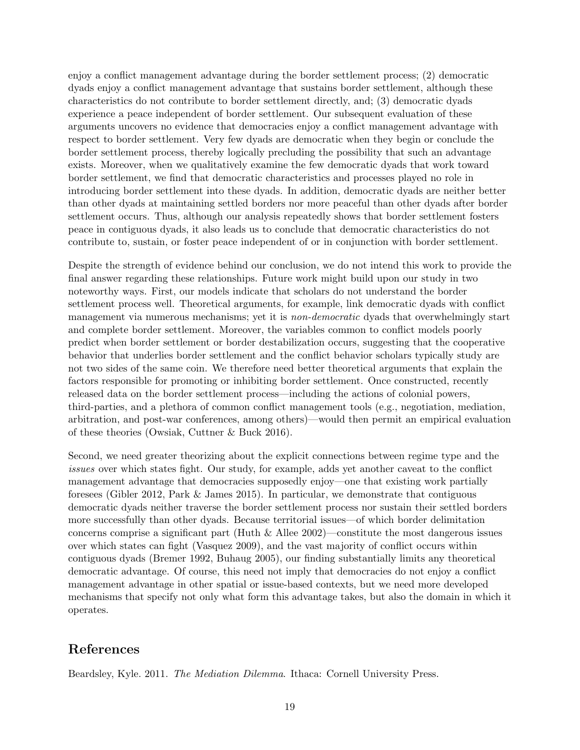enjoy a conflict management advantage during the border settlement process; (2) democratic dyads enjoy a conflict management advantage that sustains border settlement, although these characteristics do not contribute to border settlement directly, and; (3) democratic dyads experience a peace independent of border settlement. Our subsequent evaluation of these arguments uncovers no evidence that democracies enjoy a conflict management advantage with respect to border settlement. Very few dyads are democratic when they begin or conclude the border settlement process, thereby logically precluding the possibility that such an advantage exists. Moreover, when we qualitatively examine the few democratic dyads that work toward border settlement, we find that democratic characteristics and processes played no role in introducing border settlement into these dyads. In addition, democratic dyads are neither better than other dyads at maintaining settled borders nor more peaceful than other dyads after border settlement occurs. Thus, although our analysis repeatedly shows that border settlement fosters peace in contiguous dyads, it also leads us to conclude that democratic characteristics do not contribute to, sustain, or foster peace independent of or in conjunction with border settlement.

Despite the strength of evidence behind our conclusion, we do not intend this work to provide the final answer regarding these relationships. Future work might build upon our study in two noteworthy ways. First, our models indicate that scholars do not understand the border settlement process well. Theoretical arguments, for example, link democratic dyads with conflict management via numerous mechanisms; yet it is *non-democratic* dyads that overwhelmingly start and complete border settlement. Moreover, the variables common to conflict models poorly predict when border settlement or border destabilization occurs, suggesting that the cooperative behavior that underlies border settlement and the conflict behavior scholars typically study are not two sides of the same coin. We therefore need better theoretical arguments that explain the factors responsible for promoting or inhibiting border settlement. Once constructed, recently released data on the border settlement process—including the actions of colonial powers, third-parties, and a plethora of common conflict management tools (e.g., negotiation, mediation, arbitration, and post-war conferences, among others)—would then permit an empirical evaluation of these theories (Owsiak, Cuttner & Buck 2016).

Second, we need greater theorizing about the explicit connections between regime type and the *issues* over which states fight. Our study, for example, adds yet another caveat to the conflict management advantage that democracies supposedly enjoy—one that existing work partially foresees (Gibler 2012, Park & James 2015). In particular, we demonstrate that contiguous democratic dyads neither traverse the border settlement process nor sustain their settled borders more successfully than other dyads. Because territorial issues—of which border delimitation concerns comprise a significant part (Huth & Allee 2002)—constitute the most dangerous issues over which states can fight (Vasquez 2009), and the vast majority of conflict occurs within contiguous dyads (Bremer 1992, Buhaug 2005), our finding substantially limits any theoretical democratic advantage. Of course, this need not imply that democracies do not enjoy a conflict management advantage in other spatial or issue-based contexts, but we need more developed mechanisms that specify not only what form this advantage takes, but also the domain in which it operates.

## References

Beardsley, Kyle. 2011. *The Mediation Dilemma*. Ithaca: Cornell University Press.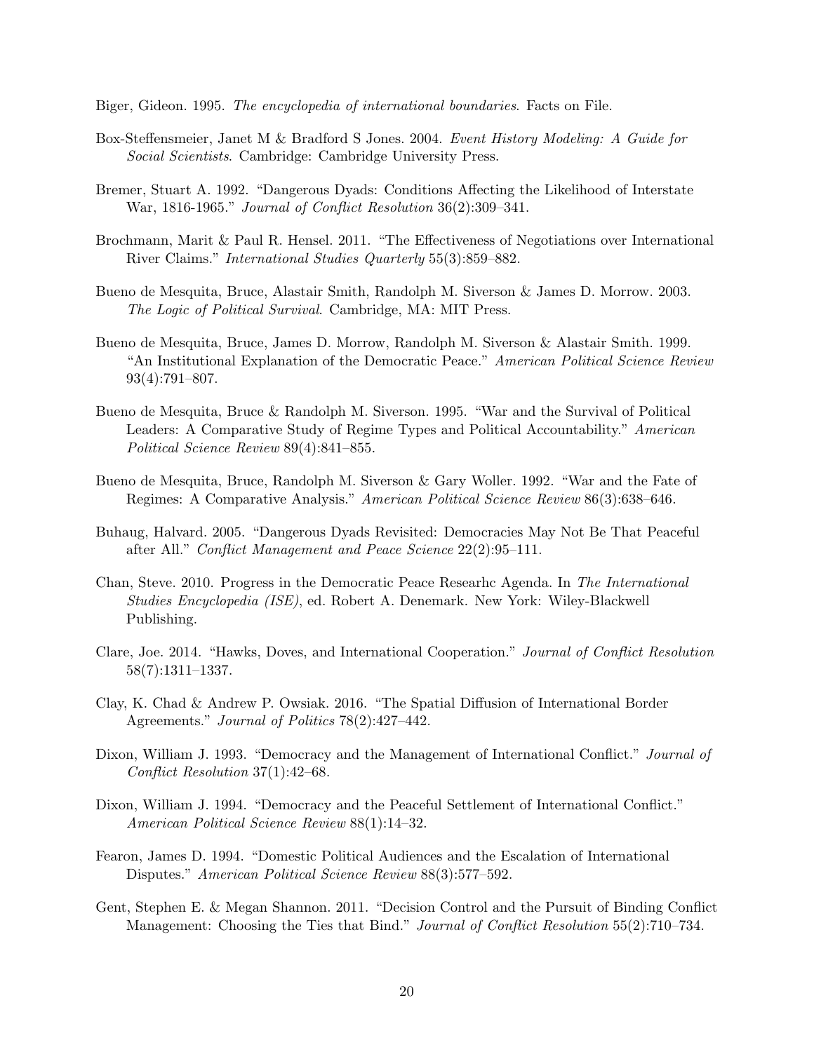Biger, Gideon. 1995. *The encyclopedia of international boundaries*. Facts on File.

Box-Steffensmeier, Janet M & Bradford S Jones. 2004. *Event History Modeling: A Guide for Social Scientists*. Cambridge: Cambridge University Press.

Bremer, Stuart A. 1992. "Dangerous Dyads: Conditions Affecting the Likelihood of Interstate War, 1816-1965." *Journal of Conflict Resolution* 36(2):309–341.

Brochmann, Marit & Paul R. Hensel. 2011. "The Effectiveness of Negotiations over International River Claims." *International Studies Quarterly* 55(3):859–882.

Bueno de Mesquita, Bruce, Alastair Smith, Randolph M. Siverson & James D. Morrow. 2003. *The Logic of Political Survival*. Cambridge, MA: MIT Press.

Bueno de Mesquita, Bruce, James D. Morrow, Randolph M. Siverson & Alastair Smith. 1999. "An Institutional Explanation of the Democratic Peace." *American Political Science Review* 93(4):791–807.

Bueno de Mesquita, Bruce & Randolph M. Siverson. 1995. "War and the Survival of Political Leaders: A Comparative Study of Regime Types and Political Accountability." *American Political Science Review* 89(4):841–855.

Bueno de Mesquita, Bruce, Randolph M. Siverson & Gary Woller. 1992. "War and the Fate of Regimes: A Comparative Analysis." *American Political Science Review* 86(3):638–646.

Buhaug, Halvard. 2005. "Dangerous Dyads Revisited: Democracies May Not Be That Peaceful after All." *Conflict Management and Peace Science* 22(2):95–111.

Chan, Steve. 2010. Progress in the Democratic Peace Researhc Agenda. In *The International Studies Encyclopedia (ISE)*, ed. Robert A. Denemark. New York: Wiley-Blackwell Publishing.

Clare, Joe. 2014. "Hawks, Doves, and International Cooperation." *Journal of Conflict Resolution* 58(7):1311–1337.

Clay, K. Chad & Andrew P. Owsiak. 2016. "The Spatial Diffusion of International Border Agreements." *Journal of Politics* 78(2):427–442.

Dixon, William J. 1993. "Democracy and the Management of International Conflict." *Journal of Conflict Resolution* 37(1):42–68.

Dixon, William J. 1994. "Democracy and the Peaceful Settlement of International Conflict." *American Political Science Review* 88(1):14–32.

Fearon, James D. 1994. "Domestic Political Audiences and the Escalation of International Disputes." *American Political Science Review* 88(3):577–592.

Gent, Stephen E. & Megan Shannon. 2011. "Decision Control and the Pursuit of Binding Conflict Management: Choosing the Ties that Bind." *Journal of Conflict Resolution* 55(2):710–734.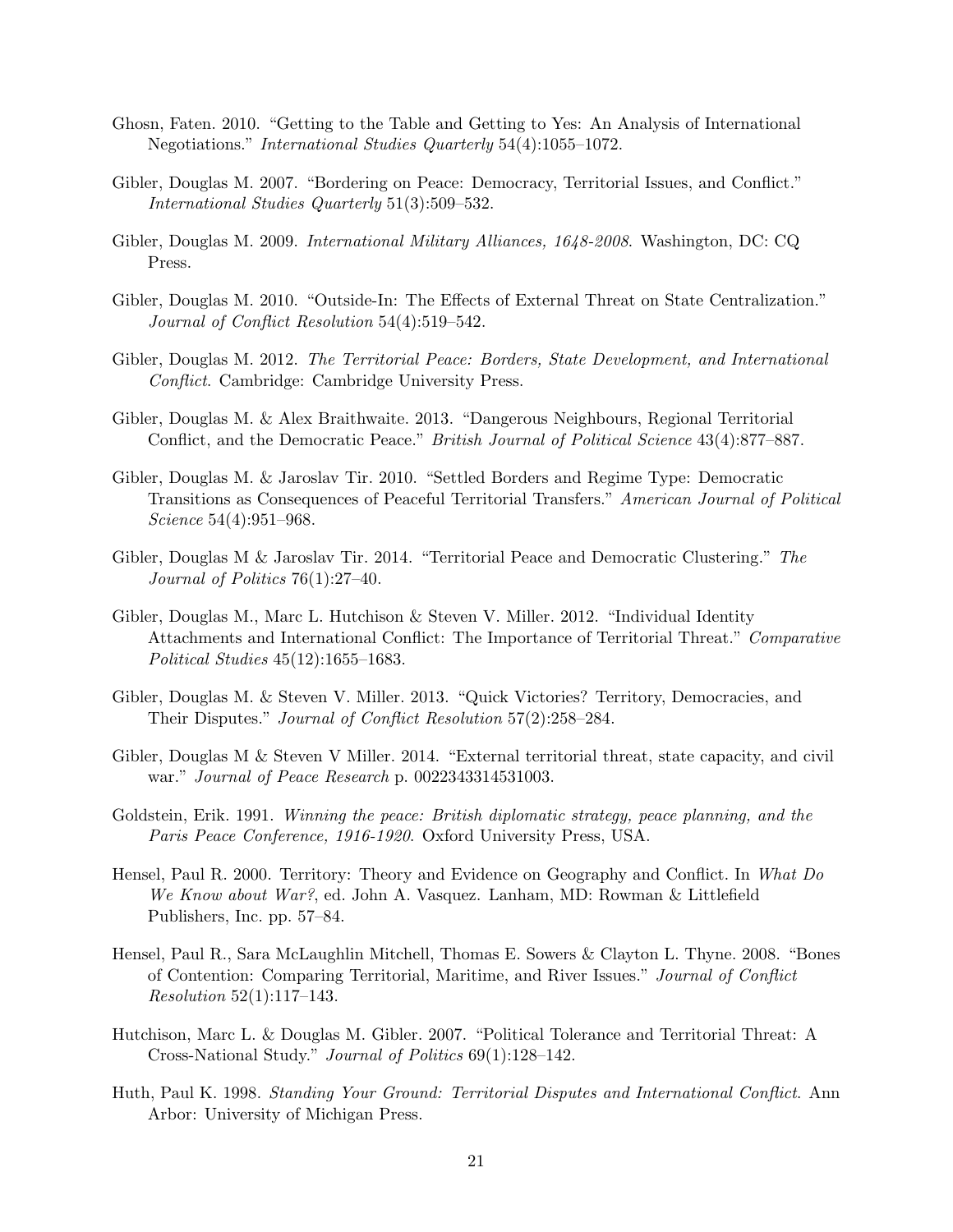Ghosn, Faten. 2010. "Getting to the Table and Getting to Yes: An Analysis of International Negotiations." *International Studies Quarterly* 54(4):1055–1072.

Gibler, Douglas M. 2007. "Bordering on Peace: Democracy, Territorial Issues, and Conflict." *International Studies Quarterly* 51(3):509–532.

Gibler, Douglas M. 2009. *International Military Alliances, 1648-2008*. Washington, DC: CQ Press.

Gibler, Douglas M. 2010. "Outside-In: The Effects of External Threat on State Centralization." *Journal of Conflict Resolution* 54(4):519–542.

Gibler, Douglas M. 2012. *The Territorial Peace: Borders, State Development, and International Conflict*. Cambridge: Cambridge University Press.

Gibler, Douglas M. & Alex Braithwaite. 2013. "Dangerous Neighbours, Regional Territorial Conflict, and the Democratic Peace." *British Journal of Political Science* 43(4):877–887.

Gibler, Douglas M. & Jaroslav Tir. 2010. "Settled Borders and Regime Type: Democratic Transitions as Consequences of Peaceful Territorial Transfers." *American Journal of Political Science* 54(4):951–968.

Gibler, Douglas M & Jaroslav Tir. 2014. "Territorial Peace and Democratic Clustering." *The Journal of Politics* 76(1):27–40.

Gibler, Douglas M., Marc L. Hutchison & Steven V. Miller. 2012. "Individual Identity Attachments and International Conflict: The Importance of Territorial Threat." *Comparative Political Studies* 45(12):1655–1683.

Gibler, Douglas M. & Steven V. Miller. 2013. "Quick Victories? Territory, Democracies, and Their Disputes." *Journal of Conflict Resolution* 57(2):258–284.

Gibler, Douglas M & Steven V Miller. 2014. "External territorial threat, state capacity, and civil war." *Journal of Peace Research* p. 0022343314531003.

Goldstein, Erik. 1991. *Winning the peace: British diplomatic strategy, peace planning, and the Paris Peace Conference, 1916-1920*. Oxford University Press, USA.

Hensel, Paul R. 2000. Territory: Theory and Evidence on Geography and Conflict. In *What Do We Know about War?*, ed. John A. Vasquez. Lanham, MD: Rowman & Littlefield Publishers, Inc. pp. 57–84.

Hensel, Paul R., Sara McLaughlin Mitchell, Thomas E. Sowers & Clayton L. Thyne. 2008. "Bones of Contention: Comparing Territorial, Maritime, and River Issues." *Journal of Conflict Resolution* 52(1):117–143.

Hutchison, Marc L. & Douglas M. Gibler. 2007. "Political Tolerance and Territorial Threat: A Cross-National Study." *Journal of Politics* 69(1):128–142.

Huth, Paul K. 1998. *Standing Your Ground: Territorial Disputes and International Conflict*. Ann Arbor: University of Michigan Press.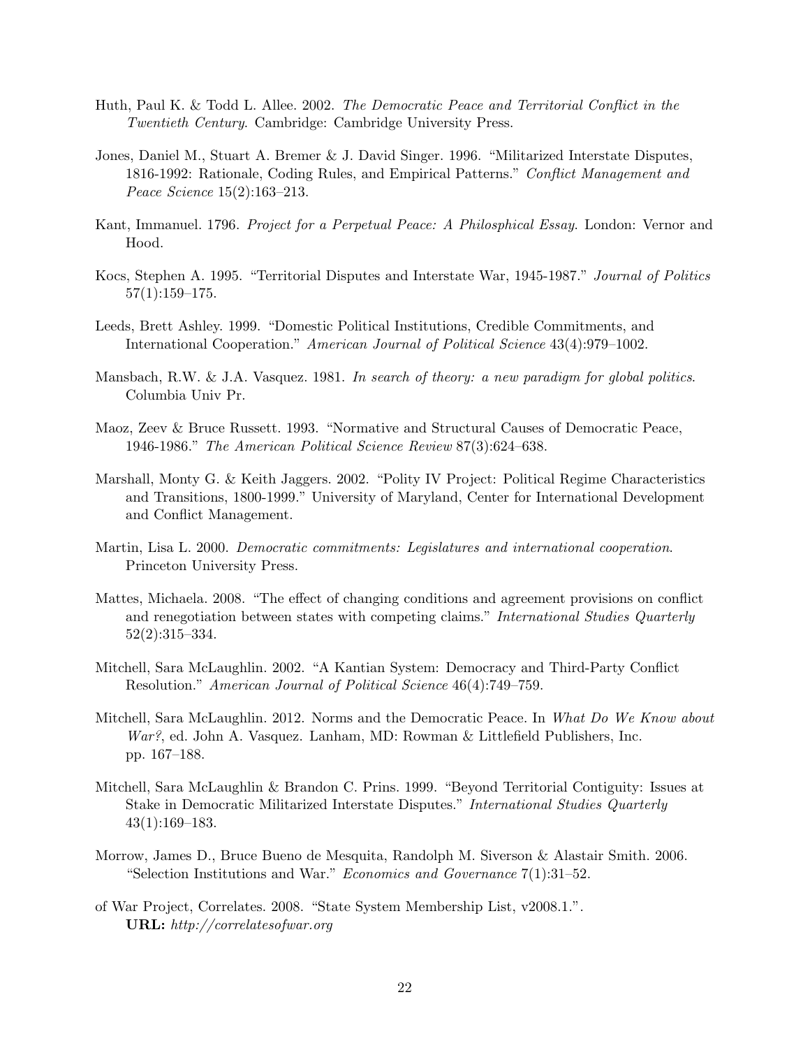Huth, Paul K. & Todd L. Allee. 2002. *The Democratic Peace and Territorial Conflict in the Twentieth Century*. Cambridge: Cambridge University Press.

Jones, Daniel M., Stuart A. Bremer & J. David Singer. 1996. "Militarized Interstate Disputes, 1816-1992: Rationale, Coding Rules, and Empirical Patterns." *Conflict Management and Peace Science* 15(2):163–213.

Kant, Immanuel. 1796. *Project for a Perpetual Peace: A Philosphical Essay*. London: Vernor and Hood.

Kocs, Stephen A. 1995. "Territorial Disputes and Interstate War, 1945-1987." *Journal of Politics* 57(1):159–175.

Leeds, Brett Ashley. 1999. "Domestic Political Institutions, Credible Commitments, and International Cooperation." *American Journal of Political Science* 43(4):979–1002.

Mansbach, R.W. & J.A. Vasquez. 1981. *In search of theory: a new paradigm for global politics*. Columbia Univ Pr.

Maoz, Zeev & Bruce Russett. 1993. "Normative and Structural Causes of Democratic Peace, 1946-1986." *The American Political Science Review* 87(3):624–638.

Marshall, Monty G. & Keith Jaggers. 2002. "Polity IV Project: Political Regime Characteristics and Transitions, 1800-1999." University of Maryland, Center for International Development and Conflict Management.

Martin, Lisa L. 2000. *Democratic commitments: Legislatures and international cooperation*. Princeton University Press.

Mattes, Michaela. 2008. "The effect of changing conditions and agreement provisions on conflict and renegotiation between states with competing claims." *International Studies Quarterly* 52(2):315–334.

Mitchell, Sara McLaughlin. 2002. "A Kantian System: Democracy and Third-Party Conflict Resolution." *American Journal of Political Science* 46(4):749–759.

Mitchell, Sara McLaughlin. 2012. Norms and the Democratic Peace. In *What Do We Know about War?*, ed. John A. Vasquez. Lanham, MD: Rowman & Littlefield Publishers, Inc. pp. 167–188.

Mitchell, Sara McLaughlin & Brandon C. Prins. 1999. "Beyond Territorial Contiguity: Issues at Stake in Democratic Militarized Interstate Disputes." *International Studies Quarterly* 43(1):169–183.

Morrow, James D., Bruce Bueno de Mesquita, Randolph M. Siverson & Alastair Smith. 2006. "Selection Institutions and War." *Economics and Governance* 7(1):31–52.

of War Project, Correlates. 2008. "State System Membership List, v2008.1.". **URL:** *http://correlatesofwar.org*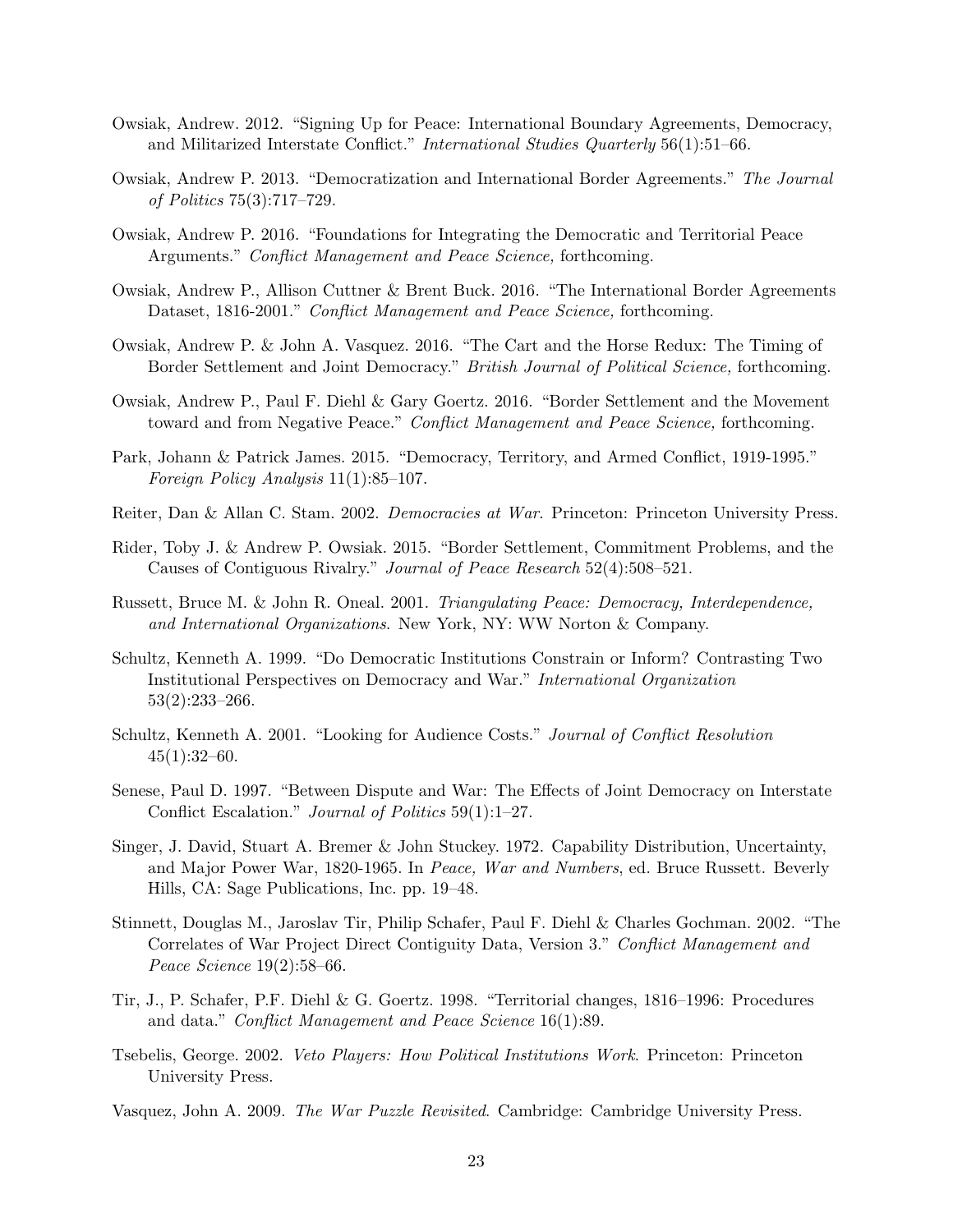Owsiak, Andrew. 2012. "Signing Up for Peace: International Boundary Agreements, Democracy, and Militarized Interstate Conflict." *International Studies Quarterly* 56(1):51–66.

Owsiak, Andrew P. 2013. "Democratization and International Border Agreements." *The Journal of Politics* 75(3):717–729.

Owsiak, Andrew P. 2016. "Foundations for Integrating the Democratic and Territorial Peace Arguments." *Conflict Management and Peace Science,* forthcoming.

Owsiak, Andrew P., Allison Cuttner & Brent Buck. 2016. "The International Border Agreements Dataset, 1816-2001." *Conflict Management and Peace Science,* forthcoming.

Owsiak, Andrew P. & John A. Vasquez. 2016. "The Cart and the Horse Redux: The Timing of Border Settlement and Joint Democracy." *British Journal of Political Science,* forthcoming.

Owsiak, Andrew P., Paul F. Diehl & Gary Goertz. 2016. "Border Settlement and the Movement toward and from Negative Peace." *Conflict Management and Peace Science,* forthcoming.

Park, Johann & Patrick James. 2015. "Democracy, Territory, and Armed Conflict, 1919-1995." *Foreign Policy Analysis* 11(1):85–107.

Reiter, Dan & Allan C. Stam. 2002. *Democracies at War*. Princeton: Princeton University Press.

Rider, Toby J. & Andrew P. Owsiak. 2015. "Border Settlement, Commitment Problems, and the Causes of Contiguous Rivalry." *Journal of Peace Research* 52(4):508–521.

Russett, Bruce M. & John R. Oneal. 2001. *Triangulating Peace: Democracy, Interdependence, and International Organizations*. New York, NY: WW Norton & Company.

Schultz, Kenneth A. 1999. "Do Democratic Institutions Constrain or Inform? Contrasting Two Institutional Perspectives on Democracy and War." *International Organization* 53(2):233–266.

Schultz, Kenneth A. 2001. "Looking for Audience Costs." *Journal of Conflict Resolution* 45(1):32–60.

Senese, Paul D. 1997. "Between Dispute and War: The Effects of Joint Democracy on Interstate Conflict Escalation." *Journal of Politics* 59(1):1–27.

Singer, J. David, Stuart A. Bremer & John Stuckey. 1972. Capability Distribution, Uncertainty, and Major Power War, 1820-1965. In *Peace, War and Numbers*, ed. Bruce Russett. Beverly Hills, CA: Sage Publications, Inc. pp. 19–48.

Stinnett, Douglas M., Jaroslav Tir, Philip Schafer, Paul F. Diehl & Charles Gochman. 2002. "The Correlates of War Project Direct Contiguity Data, Version 3." *Conflict Management and Peace Science* 19(2):58–66.

Tir, J., P. Schafer, P.F. Diehl & G. Goertz. 1998. "Territorial changes, 1816–1996: Procedures and data." *Conflict Management and Peace Science* 16(1):89.

Tsebelis, George. 2002. *Veto Players: How Political Institutions Work*. Princeton: Princeton University Press.

Vasquez, John A. 2009. *The War Puzzle Revisited*. Cambridge: Cambridge University Press.